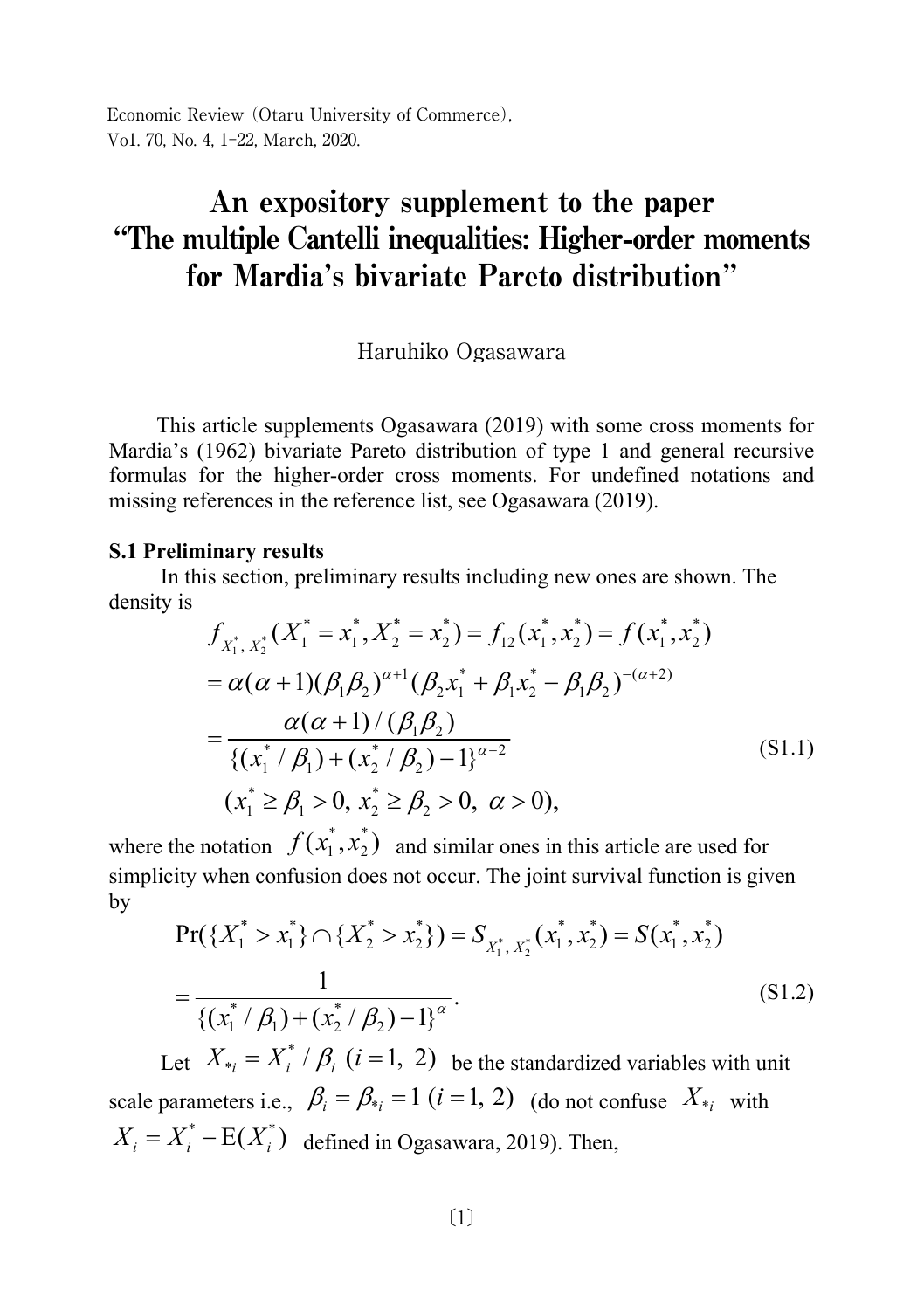Economic Review (Otaru University of Commerce),
Vol. 70, No. 4, 1-22, March, 2020.

# An expository supplement to the paper "The multiple Cantelli inequalities: Higher-order moments for Mardia's bivariate Pareto distribution"

Haruhiko Ogasawara

This article supplements Ogasawara (2019) with some cross moments for Mardia's (1962) bivariate Pareto distribution of type 1 and general recursive formulas for the higher-order cross moments. For undefined notations and missing references in the reference list, see Ogasawara (2019).

**S.1 Preliminary results**

In this section, preliminary results including new ones are shown. The density is

$$
\begin{aligned}
& f_{X_1^*,\,X_2^*}(X_1^* = x_1^*, X_2^* = x_2^*) = f_{12}(x_1^*, x_2^*) = f(x_1^*, x_2^*) \\
& = \alpha(\alpha+1)(\beta_1\beta_2)^{\alpha+1}(\beta_2 x_1^* + \beta_1 x_2^* - \beta_1\beta_2)^{-(\alpha+2)} \\
& = \frac{\alpha(\alpha+1)/(\beta_1\beta_2)}{\{(x_1^*/\beta_1) + (x_2^*/\beta_2) - 1\}^{\alpha+2}} \qquad \text{(S1.1)} \\
& (x_1^* \geq \beta_1 > 0,\ x_2^* \geq \beta_2 > 0,\ \alpha > 0),
\end{aligned}
$$

where the notation $f(x_1^*, x_2^*)$ and similar ones in this article are used for simplicity when confusion does not occur. The joint survival function is given by

$$
\begin{aligned}
& \Pr(\{X_1^* > x_1^*\} \cap \{X_2^* > x_2^*\}) = S_{X_1^*,\,X_2^*}(x_1^*, x_2^*) = S(x_1^*, x_2^*) \\
& = \frac{1}{\{(x_1^*/\beta_1) + (x_2^*/\beta_2) - 1\}^{\alpha}}. \qquad \text{(S1.2)}
\end{aligned}
$$

Let $X_{*i} = X_i^*/\beta_i\ (i = 1,\ 2)$ be the standardized variables with unit scale parameters i.e., $\beta_i = \beta_{*i} = 1\ (i = 1,\ 2)$ (do not confuse $X_{*i}$ with $X_i = X_i^* - \mathrm{E}(X_i^*)$ defined in Ogasawara, 2019). Then,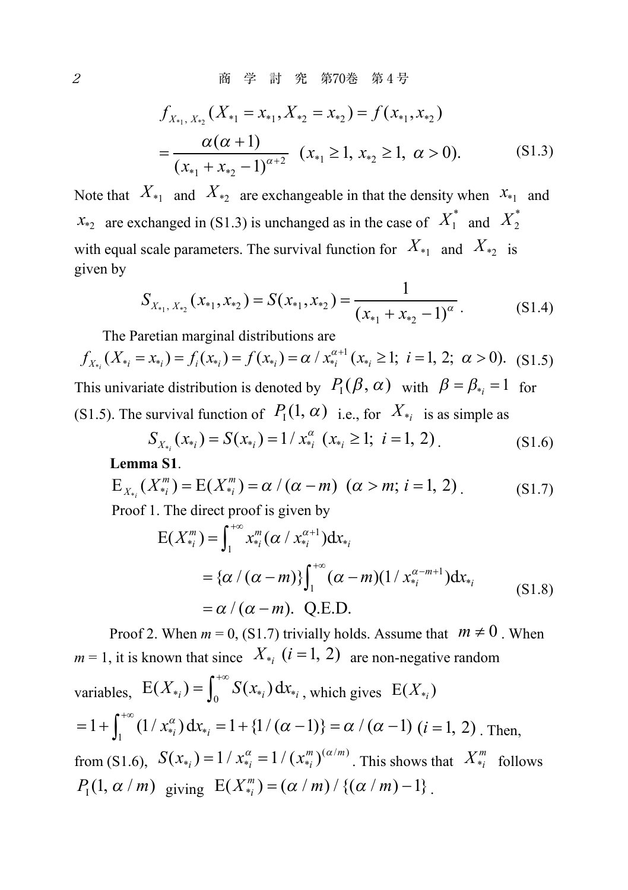$$f_{X_{*1},\,X_{*2}}(X_{*1}=x_{*1},X_{*2}=x_{*2})=f(x_{*1},x_{*2})$$
$$=\frac{\alpha(\alpha+1)}{(x_{*1}+x_{*2}-1)^{\alpha+2}}\ \ (x_{*1}\ge 1,\ x_{*2}\ge 1,\ \alpha>0). \tag{S1.3}$$

Note that $X_{*1}$ and $X_{*2}$ are exchangeable in that the density when $x_{*1}$ and $x_{*2}$ are exchanged in (S1.3) is unchanged as in the case of $X_1^*$ and $X_2^*$ with equal scale parameters. The survival function for $X_{*1}$ and $X_{*2}$ is given by

$$S_{X_{*1},\,X_{*2}}(x_{*1},x_{*2})=S(x_{*1},x_{*2})=\frac{1}{(x_{*1}+x_{*2}-1)^{\alpha}}. \tag{S1.4}$$

The Paretian marginal distributions are

$$f_{X_{*i}}(X_{*i}=x_{*i})=f_i(x_{*i})=f(x_{*i})=\alpha/x_{*i}^{\alpha+1}\,(x_{*i}\ge 1;\ i=1,\,2;\ \alpha>0). \tag{S1.5}$$

This univariate distribution is denoted by $P_1(\beta,\alpha)$ with $\beta=\beta_{*i}=1$ for (S1.5). The survival function of $P_1(1,\alpha)$ i.e., for $X_{*i}$ is as simple as

$$S_{X_{*i}}(x_{*i})=S(x_{*i})=1/x_{*i}^{\alpha}\ \ (x_{*i}\ge 1;\ i=1,\,2). \tag{S1.6}$$

**Lemma S1**.

$$\mathrm{E}_{X_{*i}}(X_{*i}^m)=\mathrm{E}(X_{*i}^m)=\alpha/(\alpha-m)\ \ (\alpha>m;\ i=1,\,2). \tag{S1.7}$$

Proof 1. The direct proof is given by

$$\begin{aligned}\mathrm{E}(X_{*i}^m)&=\int_1^{+\infty}x_{*i}^m(\alpha/x_{*i}^{\alpha+1})\mathrm{d}x_{*i}\\&=\{\alpha/(\alpha-m)\}\int_1^{+\infty}(\alpha-m)(1/x_{*i}^{\alpha-m+1})\mathrm{d}x_{*i}\\&=\alpha/(\alpha-m).\ \ \text{Q.E.D.}\end{aligned} \tag{S1.8}$$

Proof 2. When $m = 0$, (S1.7) trivially holds. Assume that $m\neq 0$. When $m = 1$, it is known that since $X_{*i}\ (i=1,\,2)$ are non-negative random variables, $\mathrm{E}(X_{*i})=\int_0^{+\infty}S(x_{*i})\,\mathrm{d}x_{*i}$, which gives $\mathrm{E}(X_{*i})$ $=1+\int_1^{+\infty}(1/x_{*i}^{\alpha})\,\mathrm{d}x_{*i}=1+\{1/(\alpha-1)\}=\alpha/(\alpha-1)\ (i=1,\,2)$. Then, from (S1.6), $S(x_{*i})=1/x_{*i}^{\alpha}=1/(x_{*i}^m)^{(\alpha/m)}$. This shows that $X_{*i}^m$ follows $P_1(1,\,\alpha/m)$ giving $\mathrm{E}(X_{*i}^m)=(\alpha/m)/\{(\alpha/m)-1\}$.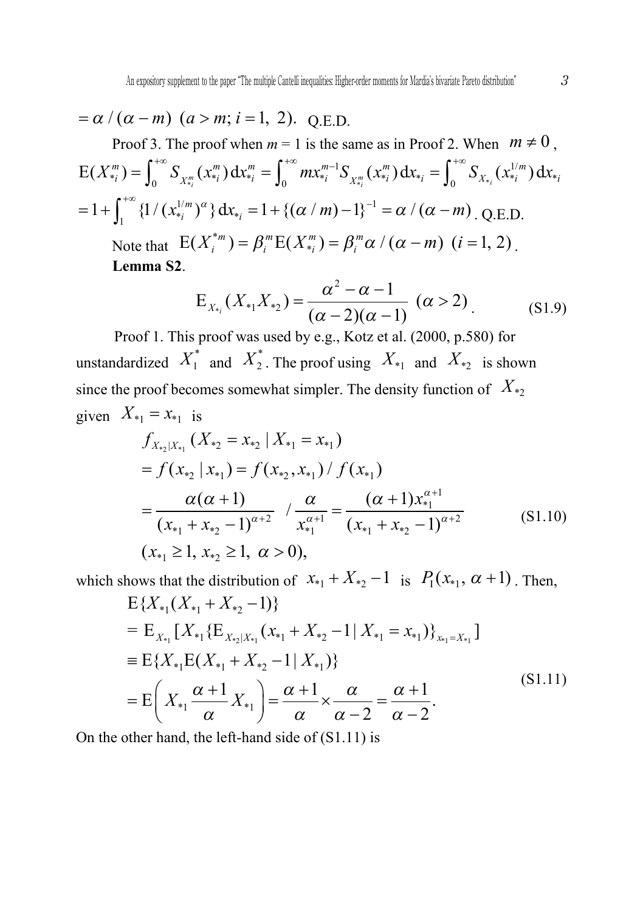$= \alpha / (\alpha - m)$ $(a > m; i = 1, 2)$. Q.E.D.

Proof 3. The proof when *m* = 1 is the same as in Proof 2. When $m \neq 0$,

$\mathrm{E}(X_{*i}^m) = \int_0^{+\infty} S_{X_{*i}^m}(x_{*i}^m)\,\mathrm{d}x_{*i}^m = \int_0^{+\infty} m x_{*i}^{m-1} S_{X_{*i}^m}(x_{*i}^m)\,\mathrm{d}x_{*i} = \int_0^{+\infty} S_{X_{*i}}(x_{*i}^{1/m})\,\mathrm{d}x_{*i}$

$= 1 + \int_1^{+\infty} \{1/(x_{*i}^{1/m})^{\alpha}\}\,\mathrm{d}x_{*i} = 1 + \{(\alpha / m) - 1\}^{-1} = \alpha / (\alpha - m)$. Q.E.D.

Note that $\mathrm{E}(X_i^{*m}) = \beta_i^m \mathrm{E}(X_{*i}^m) = \beta_i^m \alpha / (\alpha - m)$ $(i = 1, 2)$.

**Lemma S2**.

$$\mathrm{E}_{X_{*i}}(X_{*1}X_{*2}) = \frac{\alpha^2 - \alpha - 1}{(\alpha - 2)(\alpha - 1)} \ (\alpha > 2). \tag{S1.9}$$

Proof 1. This proof was used by e.g., Kotz et al. (2000, p.580) for unstandardized $X_1^*$ and $X_2^*$. The proof using $X_{*1}$ and $X_{*2}$ is shown since the proof becomes somewhat simpler. The density function of $X_{*2}$ given $X_{*1} = x_{*1}$ is

$$\begin{aligned} & f_{X_{*2}|X_{*1}}(X_{*2} = x_{*2} \mid X_{*1} = x_{*1}) \\ & = f(x_{*2} \mid x_{*1}) = f(x_{*2}, x_{*1}) / f(x_{*1}) \\ & = \frac{\alpha(\alpha+1)}{(x_{*1} + x_{*2} - 1)^{\alpha+2}} \Big/ \frac{\alpha}{x_{*1}^{\alpha+1}} = \frac{(\alpha+1)x_{*1}^{\alpha+1}}{(x_{*1} + x_{*2} - 1)^{\alpha+2}} \\ & (x_{*1} \geq 1,\ x_{*2} \geq 1,\ \alpha > 0), \end{aligned} \tag{S1.10}$$

which shows that the distribution of $x_{*1} + X_{*2} - 1$ is $P_1(x_{*1}, \alpha + 1)$. Then,

$$\begin{aligned} & \mathrm{E}\{X_{*1}(X_{*1} + X_{*2} - 1)\} \\ & = \mathrm{E}_{X_{*1}}[X_{*1}\{\mathrm{E}_{X_{*2}|X_{*1}}(x_{*1} + X_{*2} - 1 \mid X_{*1} = x_{*1})\}_{x_{*1} = X_{*1}}] \\ & \equiv \mathrm{E}\{X_{*1}\mathrm{E}(X_{*1} + X_{*2} - 1 \mid X_{*1})\} \\ & = \mathrm{E}\left(X_{*1}\frac{\alpha+1}{\alpha}X_{*1}\right) = \frac{\alpha+1}{\alpha} \times \frac{\alpha}{\alpha-2} = \frac{\alpha+1}{\alpha-2}. \end{aligned} \tag{S1.11}$$

On the other hand, the left-hand side of (S1.11) is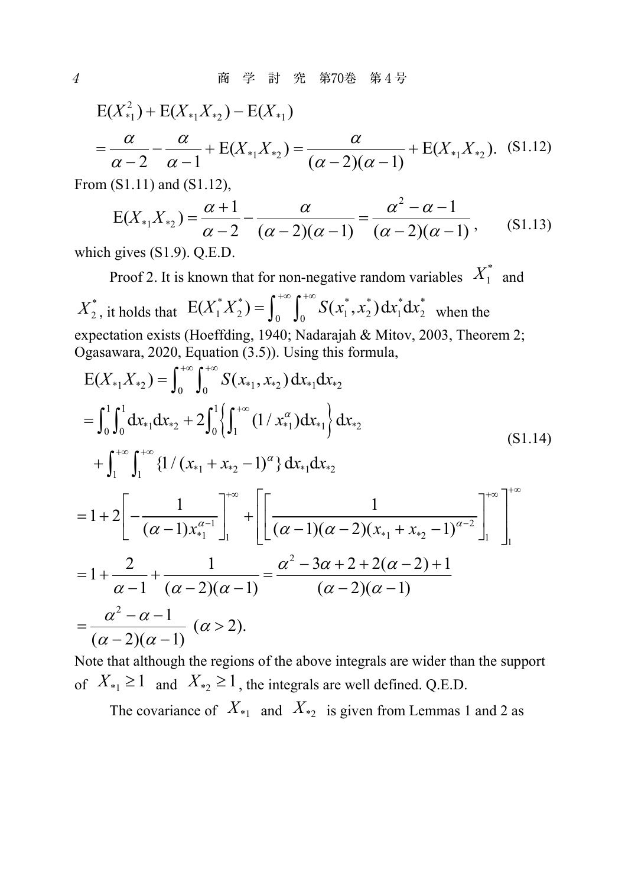$$\mathrm{E}(X_{*1}^2) + \mathrm{E}(X_{*1}X_{*2}) - \mathrm{E}(X_{*1})$$

$$= \frac{\alpha}{\alpha - 2} - \frac{\alpha}{\alpha - 1} + \mathrm{E}(X_{*1}X_{*2}) = \frac{\alpha}{(\alpha - 2)(\alpha - 1)} + \mathrm{E}(X_{*1}X_{*2}). \quad \text{(S1.12)}$$

From (S1.11) and (S1.12),

$$\mathrm{E}(X_{*1}X_{*2}) = \frac{\alpha + 1}{\alpha - 2} - \frac{\alpha}{(\alpha - 2)(\alpha - 1)} = \frac{\alpha^2 - \alpha - 1}{(\alpha - 2)(\alpha - 1)}, \quad \text{(S1.13)}$$

which gives (S1.9). Q.E.D.

Proof 2. It is known that for non-negative random variables $X_1^*$ and $X_2^*$, it holds that $\mathrm{E}(X_1^* X_2^*) = \int_0^{+\infty} \int_0^{+\infty} S(x_1^*, x_2^*)\,\mathrm{d}x_1^* \mathrm{d}x_2^*$ when the expectation exists (Hoeffding, 1940; Nadarajah & Mitov, 2003, Theorem 2; Ogasawara, 2020, Equation (3.5)). Using this formula,

$$\begin{aligned}
\mathrm{E}(X_{*1}X_{*2}) &= \int_0^{+\infty} \int_0^{+\infty} S(x_{*1}, x_{*2})\,\mathrm{d}x_{*1}\mathrm{d}x_{*2} \\
&= \int_0^1 \int_0^1 \mathrm{d}x_{*1}\mathrm{d}x_{*2} + 2\int_0^1 \left\{ \int_1^{+\infty} (1/x_{*1}^{\alpha})\mathrm{d}x_{*1} \right\} \mathrm{d}x_{*2} \\
&\quad + \int_1^{+\infty} \int_1^{+\infty} \{1/(x_{*1} + x_{*2} - 1)^{\alpha}\}\,\mathrm{d}x_{*1}\mathrm{d}x_{*2}
\end{aligned} \quad \text{(S1.14)}$$

$$= 1 + 2\left[ -\frac{1}{(\alpha - 1)x_{*1}^{\alpha - 1}} \right]_1^{+\infty} + \left[ \left[ \frac{1}{(\alpha - 1)(\alpha - 2)(x_{*1} + x_{*2} - 1)^{\alpha - 2}} \right]_1^{+\infty} \right]_1^{+\infty}$$

$$= 1 + \frac{2}{\alpha - 1} + \frac{1}{(\alpha - 2)(\alpha - 1)} = \frac{\alpha^2 - 3\alpha + 2 + 2(\alpha - 2) + 1}{(\alpha - 2)(\alpha - 1)}$$

$$= \frac{\alpha^2 - \alpha - 1}{(\alpha - 2)(\alpha - 1)} \ (\alpha > 2).$$

Note that although the regions of the above integrals are wider than the support of $X_{*1} \geq 1$ and $X_{*2} \geq 1$, the integrals are well defined. Q.E.D.

The covariance of $X_{*1}$ and $X_{*2}$ is given from Lemmas 1 and 2 as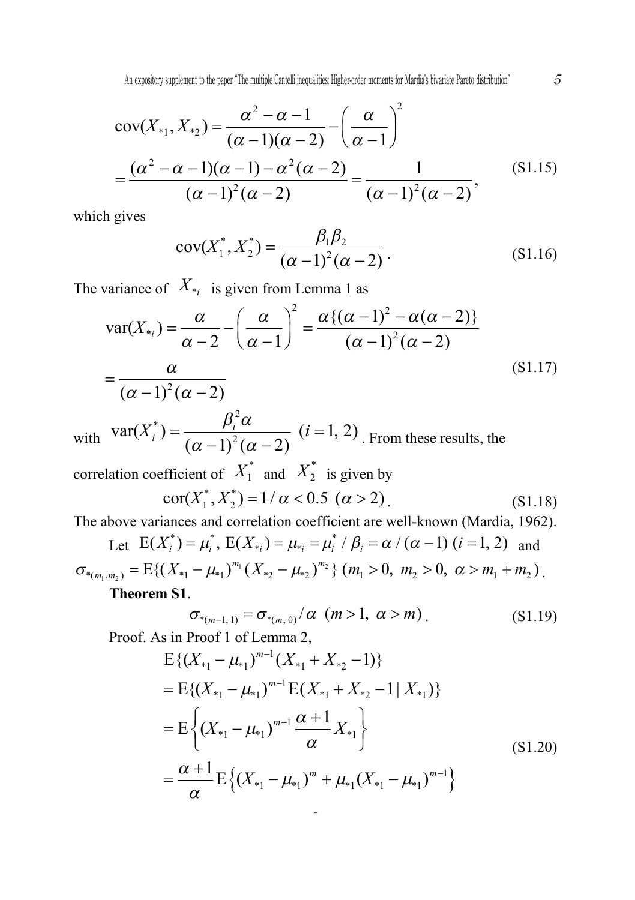$$\text{cov}(X_{*1}, X_{*2}) = \frac{\alpha^2 - \alpha - 1}{(\alpha-1)(\alpha-2)} - \left(\frac{\alpha}{\alpha-1}\right)^2$$
$$= \frac{(\alpha^2 - \alpha - 1)(\alpha-1) - \alpha^2(\alpha-2)}{(\alpha-1)^2(\alpha-2)} = \frac{1}{(\alpha-1)^2(\alpha-2)}, \tag{S1.15}$$

which gives

$$\text{cov}(X_1^*, X_2^*) = \frac{\beta_1\beta_2}{(\alpha-1)^2(\alpha-2)}. \tag{S1.16}$$

The variance of $X_{*i}$ is given from Lemma 1 as

$$\text{var}(X_{*i}) = \frac{\alpha}{\alpha-2} - \left(\frac{\alpha}{\alpha-1}\right)^2 = \frac{\alpha\{(\alpha-1)^2 - \alpha(\alpha-2)\}}{(\alpha-1)^2(\alpha-2)}$$
$$= \frac{\alpha}{(\alpha-1)^2(\alpha-2)} \tag{S1.17}$$

with $\text{var}(X_i^*) = \dfrac{\beta_i^2\alpha}{(\alpha-1)^2(\alpha-2)}$ $(i = 1, 2)$. From these results, the correlation coefficient of $X_1^*$ and $X_2^*$ is given by

$$\text{cor}(X_1^*, X_2^*) = 1/\alpha < 0.5 \ (\alpha > 2). \tag{S1.18}$$

The above variances and correlation coefficient are well-known (Mardia, 1962).

Let $\text{E}(X_i^*) = \mu_i^*$, $\text{E}(X_{*i}) = \mu_{*i} = \mu_i^*/\beta_i = \alpha/(\alpha-1)$ $(i = 1, 2)$ and $\sigma_{*(m_1, m_2)} = \text{E}\{(X_{*1} - \mu_{*1})^{m_1}(X_{*2} - \mu_{*2})^{m_2}\}$ $(m_1 > 0,\ m_2 > 0,\ \alpha > m_1 + m_2)$.

**Theorem S1**.

$$\sigma_{*(m-1,\,1)} = \sigma_{*(m,\,0)}/\alpha \ \ (m > 1,\ \alpha > m). \tag{S1.19}$$

Proof. As in Proof 1 of Lemma 2,

$$\text{E}\{(X_{*1} - \mu_{*1})^{m-1}(X_{*1} + X_{*2} - 1)\}$$
$$= \text{E}\{(X_{*1} - \mu_{*1})^{m-1}\text{E}(X_{*1} + X_{*2} - 1 \mid X_{*1})\}$$
$$= \text{E}\left\{(X_{*1} - \mu_{*1})^{m-1}\frac{\alpha+1}{\alpha}X_{*1}\right\}$$
$$= \frac{\alpha+1}{\alpha}\text{E}\left\{(X_{*1} - \mu_{*1})^m + \mu_{*1}(X_{*1} - \mu_{*1})^{m-1}\right\} \tag{S1.20}$$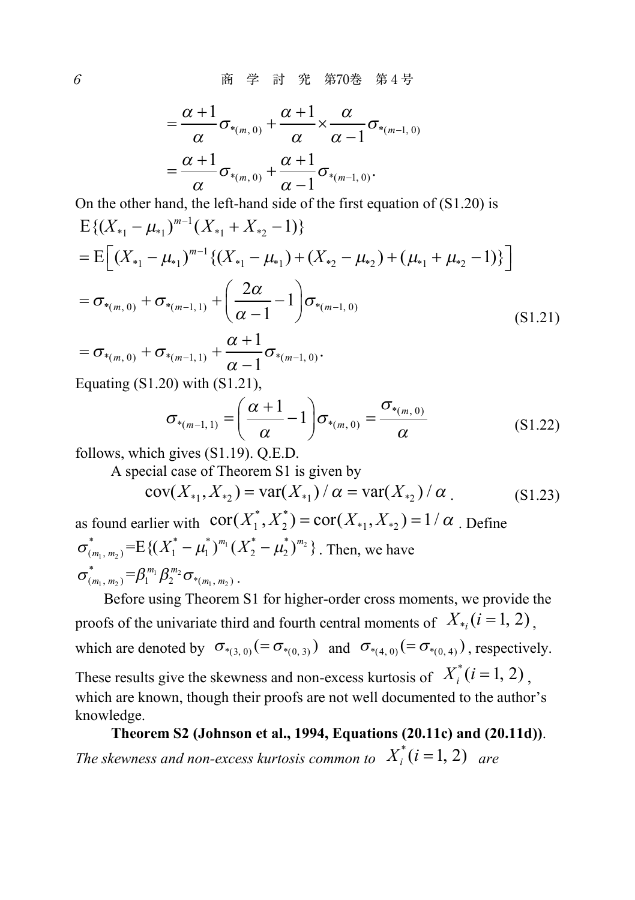$$= \frac{\alpha+1}{\alpha}\sigma_{*(m,\,0)} + \frac{\alpha+1}{\alpha}\times\frac{\alpha}{\alpha-1}\sigma_{*(m-1,\,0)}$$

$$= \frac{\alpha+1}{\alpha}\sigma_{*(m,\,0)} + \frac{\alpha+1}{\alpha-1}\sigma_{*(m-1,\,0)}.$$

On the other hand, the left-hand side of the first equation of (S1.20) is

$$\begin{aligned}
&\mathrm{E}\{(X_{*1}-\mu_{*1})^{m-1}(X_{*1}+X_{*2}-1)\} \\
&= \mathrm{E}\left[(X_{*1}-\mu_{*1})^{m-1}\{(X_{*1}-\mu_{*1})+(X_{*2}-\mu_{*2})+(\mu_{*1}+\mu_{*2}-1)\}\right] \\
&= \sigma_{*(m,\,0)} + \sigma_{*(m-1,\,1)} + \left(\frac{2\alpha}{\alpha-1}-1\right)\sigma_{*(m-1,\,0)} \\
&= \sigma_{*(m,\,0)} + \sigma_{*(m-1,\,1)} + \frac{\alpha+1}{\alpha-1}\sigma_{*(m-1,\,0)}.
\end{aligned} \tag{S1.21}$$

Equating (S1.20) with (S1.21),

$$\sigma_{*(m-1,\,1)} = \left(\frac{\alpha+1}{\alpha}-1\right)\sigma_{*(m,\,0)} = \frac{\sigma_{*(m,\,0)}}{\alpha} \tag{S1.22}$$

follows, which gives (S1.19). Q.E.D.

A special case of Theorem S1 is given by

$$\mathrm{cov}(X_{*1}, X_{*2}) = \mathrm{var}(X_{*1})/\alpha = \mathrm{var}(X_{*2})/\alpha \,. \tag{S1.23}$$

as found earlier with $\mathrm{cor}(X_1^*, X_2^*) = \mathrm{cor}(X_{*1}, X_{*2}) = 1/\alpha$ . Define $\sigma^*_{(m_1,\,m_2)} = \mathrm{E}\{(X_1^*-\mu_1^*)^{m_1}(X_2^*-\mu_2^*)^{m_2}\}$. Then, we have $\sigma^*_{(m_1,\,m_2)} = \beta_1^{m_1}\beta_2^{m_2}\sigma_{*(m_1,\,m_2)}$ .

Before using Theorem S1 for higher-order cross moments, we provide the proofs of the univariate third and fourth central moments of $X_{*i}\,(i=1,2)$, which are denoted by $\sigma_{*(3,\,0)}(=\sigma_{*(0,\,3)})$ and $\sigma_{*(4,\,0)}(=\sigma_{*(0,\,4)})$, respectively. These results give the skewness and non-excess kurtosis of $X_i^*\,(i=1,2)$, which are known, though their proofs are not well documented to the author's knowledge.

**Theorem S2 (Johnson et al., 1994, Equations (20.11c) and (20.11d))**. *The skewness and non-excess kurtosis common to* $X_i^*\,(i=1,2)$ *are*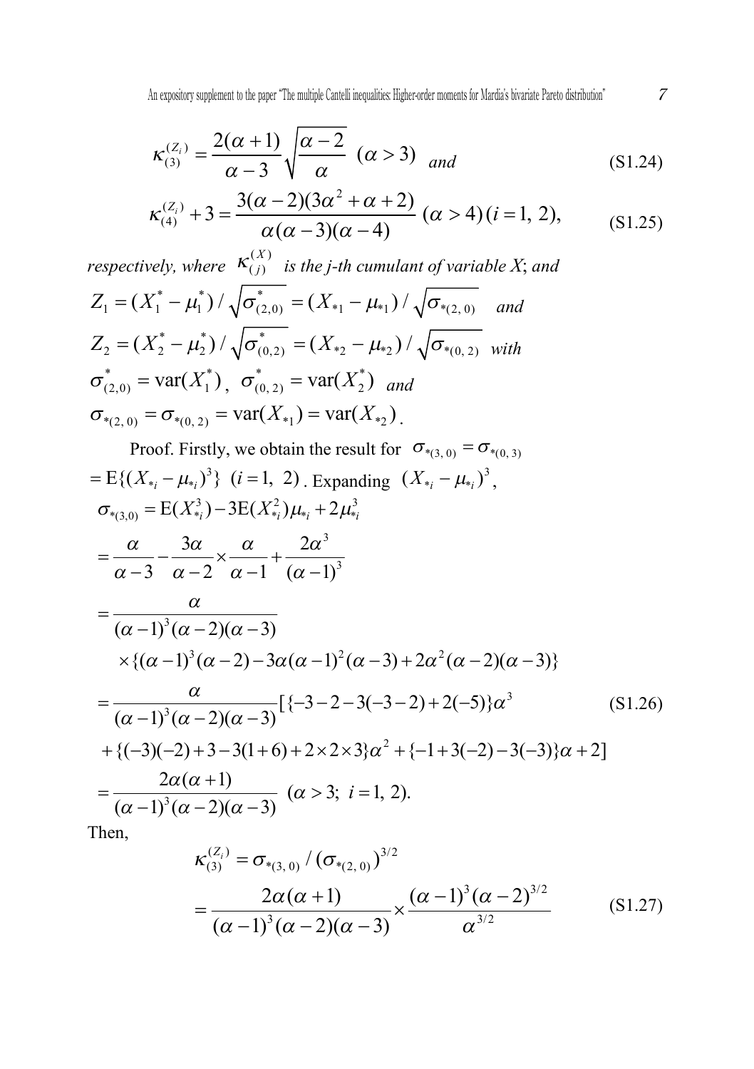$$\kappa_{(3)}^{(Z_i)} = \frac{2(\alpha+1)}{\alpha-3}\sqrt{\frac{\alpha-2}{\alpha}} \ (\alpha > 3) \ \ \textit{and} \tag{S1.24}$$

$$\kappa_{(4)}^{(Z_i)} + 3 = \frac{3(\alpha-2)(3\alpha^2+\alpha+2)}{\alpha(\alpha-3)(\alpha-4)} \ (\alpha > 4)\,(i = 1,\ 2), \tag{S1.25}$$

*respectively, where* $\kappa_{(j)}^{(X)}$ *is the j-th cumulant of variable X*; *and*

$Z_1 = (X_1^* - \mu_1^*)/\sqrt{\sigma_{(2,0)}^*} = (X_{*1} - \mu_{*1})/\sqrt{\sigma_{*(2,\,0)}}$ *and*

$Z_2 = (X_2^* - \mu_2^*)/\sqrt{\sigma_{(0,2)}^*} = (X_{*2} - \mu_{*2})/\sqrt{\sigma_{*(0,\,2)}}$ *with*

$\sigma_{(2,0)}^* = \mathrm{var}(X_1^*)$, $\sigma_{(0,\,2)}^* = \mathrm{var}(X_2^*)$ *and*

$\sigma_{*(2,\,0)} = \sigma_{*(0,\,2)} = \mathrm{var}(X_{*1}) = \mathrm{var}(X_{*2})$.

Proof. Firstly, we obtain the result for $\sigma_{*(3,\,0)} = \sigma_{*(0,\,3)}$ $= \mathrm{E}\{(X_{*i} - \mu_{*i})^3\}$ $(i = 1,\ 2)$. Expanding $(X_{*i} - \mu_{*i})^3$,

$$\begin{aligned}
\sigma_{*(3,0)} &= \mathrm{E}(X_{*i}^3) - 3\mathrm{E}(X_{*i}^2)\mu_{*i} + 2\mu_{*i}^3 \\
&= \frac{\alpha}{\alpha-3} - \frac{3\alpha}{\alpha-2}\times\frac{\alpha}{\alpha-1} + \frac{2\alpha^3}{(\alpha-1)^3} \\
&= \frac{\alpha}{(\alpha-1)^3(\alpha-2)(\alpha-3)} \\
&\quad \times\{(\alpha-1)^3(\alpha-2) - 3\alpha(\alpha-1)^2(\alpha-3) + 2\alpha^2(\alpha-2)(\alpha-3)\} \\
&= \frac{\alpha}{(\alpha-1)^3(\alpha-2)(\alpha-3)}[\{-3-2-3(-3-2)+2(-5)\}\alpha^3 \\
&\quad + \{(-3)(-2)+3-3(1+6)+2\times2\times3\}\alpha^2 + \{-1+3(-2)-3(-3)\}\alpha + 2] \\
&= \frac{2\alpha(\alpha+1)}{(\alpha-1)^3(\alpha-2)(\alpha-3)} \ (\alpha > 3;\ i = 1,\ 2).
\end{aligned} \tag{S1.26}$$

Then,

$$\begin{aligned}
\kappa_{(3)}^{(Z_i)} &= \sigma_{*(3,\,0)}/(\sigma_{*(2,\,0)})^{3/2} \\
&= \frac{2\alpha(\alpha+1)}{(\alpha-1)^3(\alpha-2)(\alpha-3)} \times \frac{(\alpha-1)^3(\alpha-2)^{3/2}}{\alpha^{3/2}}
\end{aligned} \tag{S1.27}$$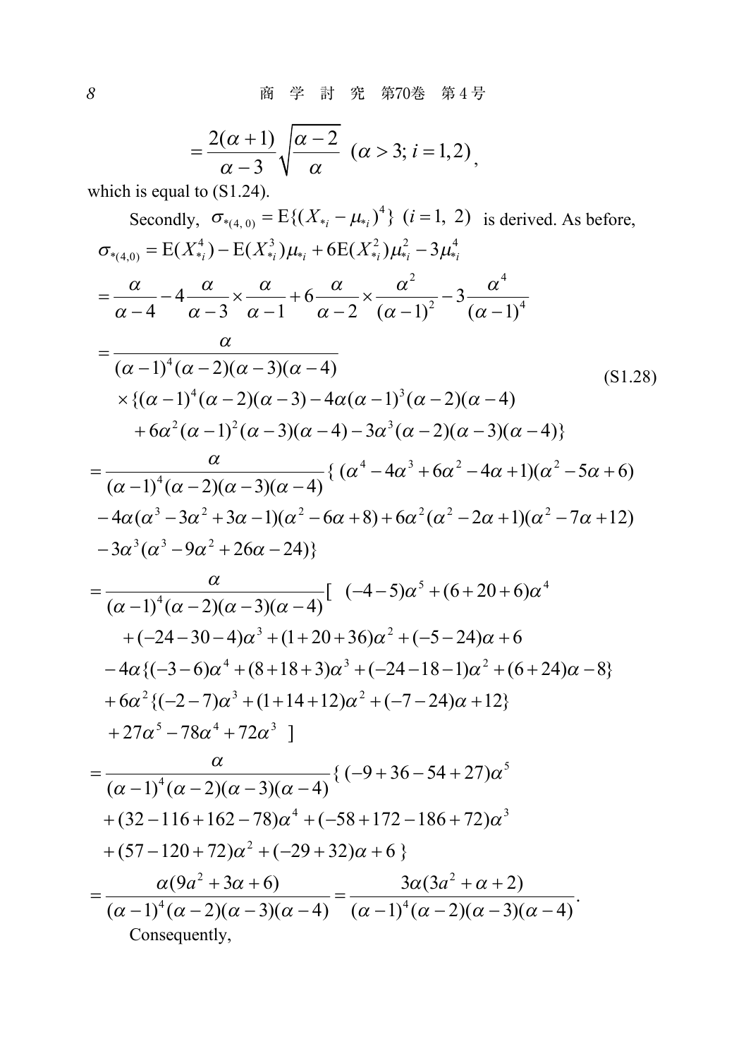$$= \frac{2(\alpha+1)}{\alpha-3}\sqrt{\frac{\alpha-2}{\alpha}} \quad (\alpha > 3;\, i=1,2),$$

which is equal to (S1.24).

Secondly, $\sigma_{*(4,\,0)} = \mathrm{E}\{(X_{*i}-\mu_{*i})^4\}\ (i=1,\ 2)$ is derived. As before,

$$
\begin{aligned}
\sigma_{*(4,0)} &= \mathrm{E}(X_{*i}^4) - \mathrm{E}(X_{*i}^3)\mu_{*i} + 6\mathrm{E}(X_{*i}^2)\mu_{*i}^2 - 3\mu_{*i}^4 \\
&= \frac{\alpha}{\alpha-4} - 4\frac{\alpha}{\alpha-3}\times\frac{\alpha}{\alpha-1} + 6\frac{\alpha}{\alpha-2}\times\frac{\alpha^2}{(\alpha-1)^2} - 3\frac{\alpha^4}{(\alpha-1)^4} \\
&= \frac{\alpha}{(\alpha-1)^4(\alpha-2)(\alpha-3)(\alpha-4)} \\
&\quad \times\{(\alpha-1)^4(\alpha-2)(\alpha-3) - 4\alpha(\alpha-1)^3(\alpha-2)(\alpha-4) \\
&\qquad + 6\alpha^2(\alpha-1)^2(\alpha-3)(\alpha-4) - 3\alpha^3(\alpha-2)(\alpha-3)(\alpha-4)\} \\
&= \frac{\alpha}{(\alpha-1)^4(\alpha-2)(\alpha-3)(\alpha-4)}\{\,(\alpha^4-4\alpha^3+6\alpha^2-4\alpha+1)(\alpha^2-5\alpha+6) \\
&\quad -4\alpha(\alpha^3-3\alpha^2+3\alpha-1)(\alpha^2-6\alpha+8) + 6\alpha^2(\alpha^2-2\alpha+1)(\alpha^2-7\alpha+12) \\
&\quad -3\alpha^3(\alpha^3-9\alpha^2+26\alpha-24)\} \\
&= \frac{\alpha}{(\alpha-1)^4(\alpha-2)(\alpha-3)(\alpha-4)}[\ \ (-4-5)\alpha^5 + (6+20+6)\alpha^4 \\
&\qquad + (-24-30-4)\alpha^3 + (1+20+36)\alpha^2 + (-5-24)\alpha + 6 \\
&\quad -4\alpha\{(-3-6)\alpha^4 + (8+18+3)\alpha^3 + (-24-18-1)\alpha^2 + (6+24)\alpha - 8\} \\
&\quad +6\alpha^2\{(-2-7)\alpha^3 + (1+14+12)\alpha^2 + (-7-24)\alpha + 12\} \\
&\quad +27\alpha^5 - 78\alpha^4 + 72\alpha^3\ \ ] \\
&= \frac{\alpha}{(\alpha-1)^4(\alpha-2)(\alpha-3)(\alpha-4)}\{\,(-9+36-54+27)\alpha^5 \\
&\quad +(32-116+162-78)\alpha^4 + (-58+172-186+72)\alpha^3 \\
&\quad +(57-120+72)\alpha^2 + (-29+32)\alpha + 6\,\} \\
&= \frac{\alpha(9a^2+3\alpha+6)}{(\alpha-1)^4(\alpha-2)(\alpha-3)(\alpha-4)} = \frac{3\alpha(3a^2+\alpha+2)}{(\alpha-1)^4(\alpha-2)(\alpha-3)(\alpha-4)}.
\end{aligned}
\tag{S1.28}
$$

Consequently,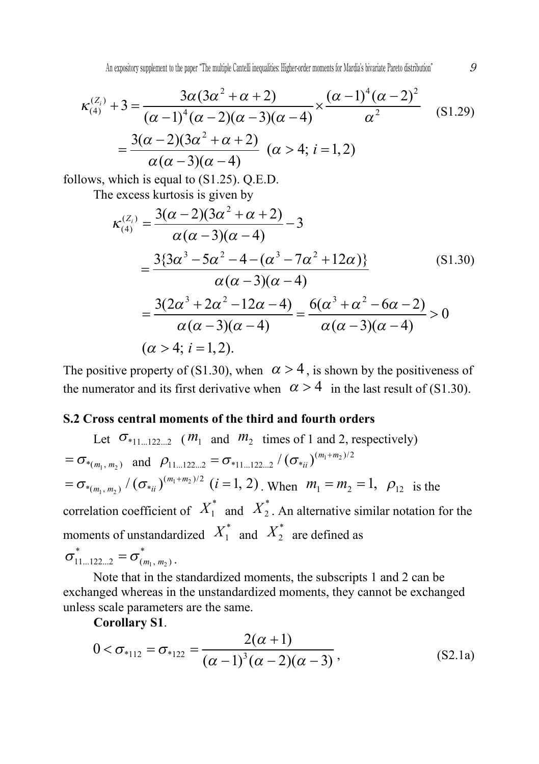$$\kappa_{(4)}^{(Z_i)} + 3 = \frac{3\alpha(3\alpha^2+\alpha+2)}{(\alpha-1)^4(\alpha-2)(\alpha-3)(\alpha-4)} \times \frac{(\alpha-1)^4(\alpha-2)^2}{\alpha^2} \tag{S1.29}$$

$$= \frac{3(\alpha-2)(3\alpha^2+\alpha+2)}{\alpha(\alpha-3)(\alpha-4)} \ \ (\alpha > 4;\ i = 1, 2)$$

follows, which is equal to (S1.25). Q.E.D.

The excess kurtosis is given by

$$\kappa_{(4)}^{(Z_i)} = \frac{3(\alpha-2)(3\alpha^2+\alpha+2)}{\alpha(\alpha-3)(\alpha-4)} - 3$$

$$= \frac{3\{3\alpha^3 - 5\alpha^2 - 4 - (\alpha^3 - 7\alpha^2 + 12\alpha)\}}{\alpha(\alpha-3)(\alpha-4)} \tag{S1.30}$$

$$= \frac{3(2\alpha^3 + 2\alpha^2 - 12\alpha - 4)}{\alpha(\alpha-3)(\alpha-4)} = \frac{6(\alpha^3 + \alpha^2 - 6\alpha - 2)}{\alpha(\alpha-3)(\alpha-4)} > 0$$

$$(\alpha > 4;\ i = 1, 2).$$

The positive property of (S1.30), when $\alpha > 4$, is shown by the positiveness of the numerator and its first derivative when $\alpha > 4$ in the last result of (S1.30).

## S.2 Cross central moments of the third and fourth orders

Let $\sigma_{*11\ldots122\ldots2}$ ($m_1$ and $m_2$ times of 1 and 2, respectively) $= \sigma_{*(m_1,\, m_2)}$ and $\rho_{11\ldots122\ldots2} = \sigma_{*11\ldots122\ldots2} / (\sigma_{*ii})^{(m_1+m_2)/2}$ $= \sigma_{*(m_1,\, m_2)} / (\sigma_{*ii})^{(m_1+m_2)/2}$ $(i = 1, 2)$. When $m_1 = m_2 = 1,$ $\rho_{12}$ is the correlation coefficient of $X_1^*$ and $X_2^*$. An alternative similar notation for the moments of unstandardized $X_1^*$ and $X_2^*$ are defined as $\sigma_{11\ldots122\ldots2}^* = \sigma_{(m_1,\, m_2)}^*$.

Note that in the standardized moments, the subscripts 1 and 2 can be exchanged whereas in the unstandardized moments, they cannot be exchanged unless scale parameters are the same.

**Corollary S1**.

$$0 < \sigma_{*112} = \sigma_{*122} = \frac{2(\alpha+1)}{(\alpha-1)^3(\alpha-2)(\alpha-3)}, \tag{S2.1a}$$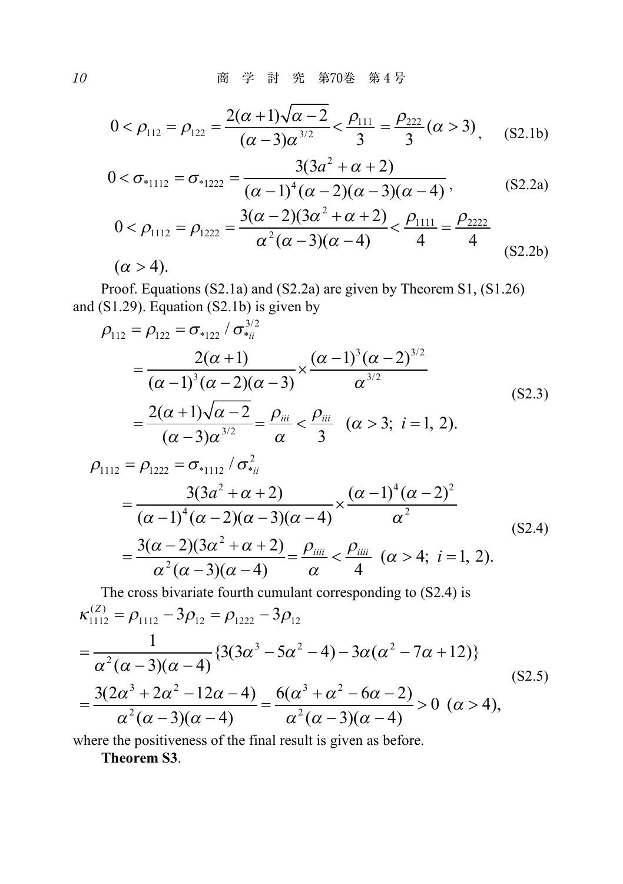$$0 < \rho_{112} = \rho_{122} = \frac{2(\alpha+1)\sqrt{\alpha-2}}{(\alpha-3)\alpha^{3/2}} < \frac{\rho_{111}}{3} = \frac{\rho_{222}}{3} \, (\alpha > 3), \quad \text{(S2.1b)}$$

$$0 < \sigma_{*1112} = \sigma_{*1222} = \frac{3(3a^2+\alpha+2)}{(\alpha-1)^4(\alpha-2)(\alpha-3)(\alpha-4)}, \quad \text{(S2.2a)}$$

$$0 < \rho_{1112} = \rho_{1222} = \frac{3(\alpha-2)(3\alpha^2+\alpha+2)}{\alpha^2(\alpha-3)(\alpha-4)} < \frac{\rho_{1111}}{4} = \frac{\rho_{2222}}{4}$$

$$(\alpha > 4). \quad \text{(S2.2b)}$$

Proof. Equations (S2.1a) and (S2.2a) are given by Theorem S1, (S1.26) and (S1.29). Equation (S2.1b) is given by

$$\begin{aligned}
\rho_{112} = \rho_{122} &= \sigma_{*122} / \sigma_{*ii}^{3/2} \\
&= \frac{2(\alpha+1)}{(\alpha-1)^3(\alpha-2)(\alpha-3)} \times \frac{(\alpha-1)^3(\alpha-2)^{3/2}}{\alpha^{3/2}} \\
&= \frac{2(\alpha+1)\sqrt{\alpha-2}}{(\alpha-3)\alpha^{3/2}} = \frac{\rho_{iii}}{\alpha} < \frac{\rho_{iii}}{3} \quad (\alpha > 3;\ i = 1,\ 2).
\end{aligned} \quad \text{(S2.3)}$$

$$\begin{aligned}
\rho_{1112} = \rho_{1222} &= \sigma_{*1112} / \sigma_{*ii}^{2} \\
&= \frac{3(3a^2+\alpha+2)}{(\alpha-1)^4(\alpha-2)(\alpha-3)(\alpha-4)} \times \frac{(\alpha-1)^4(\alpha-2)^2}{\alpha^2} \\
&= \frac{3(\alpha-2)(3\alpha^2+\alpha+2)}{\alpha^2(\alpha-3)(\alpha-4)} = \frac{\rho_{iiii}}{\alpha} < \frac{\rho_{iiii}}{4} \quad (\alpha > 4;\ i = 1,\ 2).
\end{aligned} \quad \text{(S2.4)}$$

The cross bivariate fourth cumulant corresponding to (S2.4) is

$$\begin{aligned}
\kappa_{1112}^{(Z)} &= \rho_{1112} - 3\rho_{12} = \rho_{1222} - 3\rho_{12} \\
&= \frac{1}{\alpha^2(\alpha-3)(\alpha-4)} \{3(3\alpha^3 - 5\alpha^2 - 4) - 3\alpha(\alpha^2 - 7\alpha + 12)\} \\
&= \frac{3(2\alpha^3 + 2\alpha^2 - 12\alpha - 4)}{\alpha^2(\alpha-3)(\alpha-4)} = \frac{6(\alpha^3 + \alpha^2 - 6\alpha - 2)}{\alpha^2(\alpha-3)(\alpha-4)} > 0 \quad (\alpha > 4),
\end{aligned} \quad \text{(S2.5)}$$

where the positiveness of the final result is given as before.

**Theorem S3**.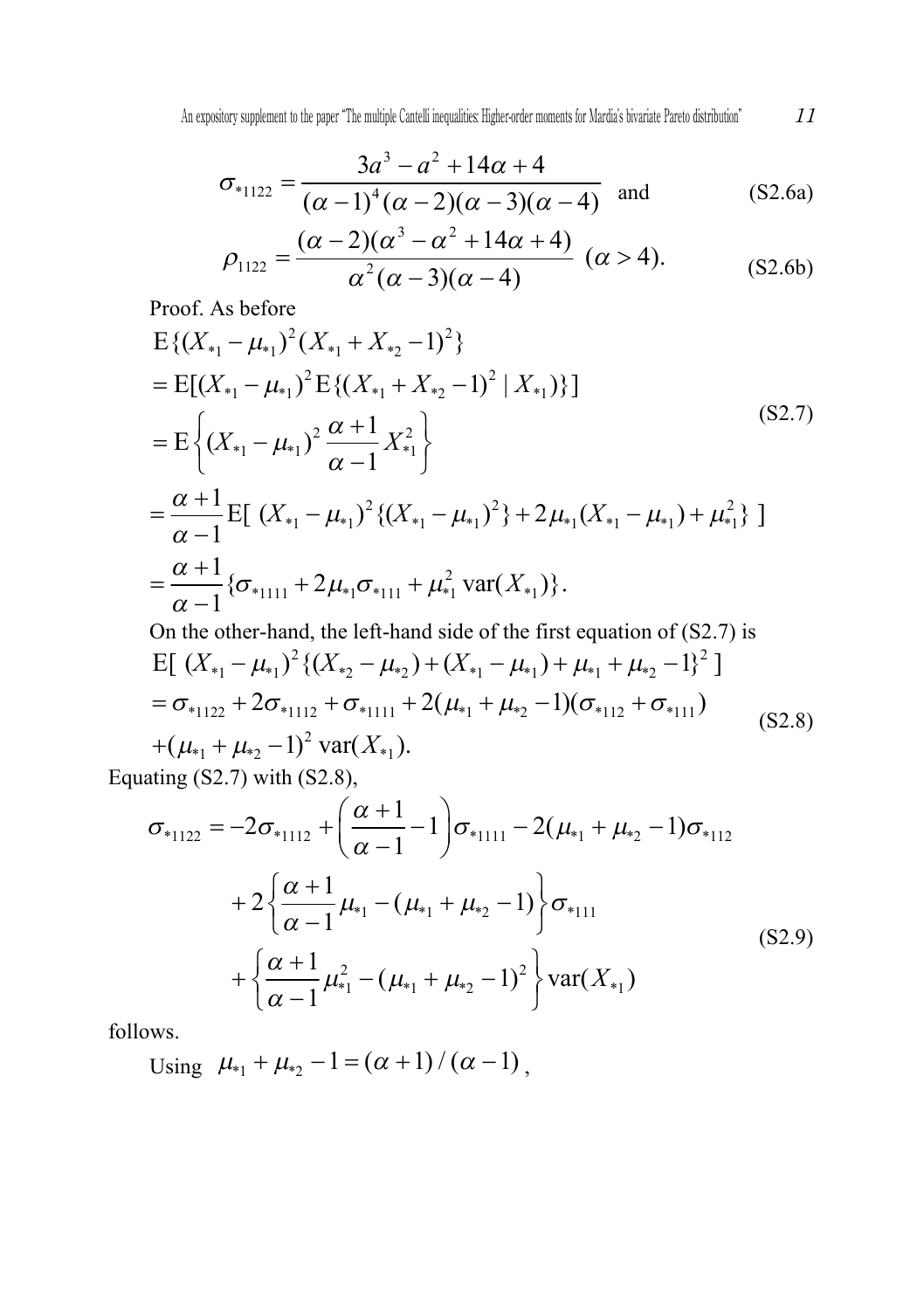$$\sigma_{*1122} = \frac{3a^3 - a^2 + 14\alpha + 4}{(\alpha-1)^4(\alpha-2)(\alpha-3)(\alpha-4)} \text{ and} \tag{S2.6a}$$

$$\rho_{1122} = \frac{(\alpha-2)(\alpha^3 - \alpha^2 + 14\alpha + 4)}{\alpha^2(\alpha-3)(\alpha-4)} \ (\alpha > 4). \tag{S2.6b}$$

Proof. As before

$$\begin{aligned}
&\mathrm{E}\{(X_{*1} - \mu_{*1})^2 (X_{*1} + X_{*2} - 1)^2\} \\
&= \mathrm{E}[(X_{*1} - \mu_{*1})^2 \mathrm{E}\{(X_{*1} + X_{*2} - 1)^2 \mid X_{*1})\}] \\
&= \mathrm{E}\left\{(X_{*1} - \mu_{*1})^2 \frac{\alpha+1}{\alpha-1} X_{*1}^2\right\} \\
&= \frac{\alpha+1}{\alpha-1} \mathrm{E}[\ (X_{*1} - \mu_{*1})^2 \{(X_{*1} - \mu_{*1})^2\} + 2\mu_{*1}(X_{*1} - \mu_{*1}) + \mu_{*1}^2\}\ ] \\
&= \frac{\alpha+1}{\alpha-1} \{\sigma_{*1111} + 2\mu_{*1}\sigma_{*111} + \mu_{*1}^2 \operatorname{var}(X_{*1})\}.
\end{aligned} \tag{S2.7}$$

On the other-hand, the left-hand side of the first equation of (S2.7) is

$$\begin{aligned}
&\mathrm{E}[\ (X_{*1} - \mu_{*1})^2 \{(X_{*2} - \mu_{*2}) + (X_{*1} - \mu_{*1}) + \mu_{*1} + \mu_{*2} - 1\}^2\ ] \\
&= \sigma_{*1122} + 2\sigma_{*1112} + \sigma_{*1111} + 2(\mu_{*1} + \mu_{*2} - 1)(\sigma_{*112} + \sigma_{*111}) \\
&+ (\mu_{*1} + \mu_{*2} - 1)^2 \operatorname{var}(X_{*1}).
\end{aligned} \tag{S2.8}$$

Equating (S2.7) with (S2.8),

$$\begin{aligned}
\sigma_{*1122} &= -2\sigma_{*1112} + \left(\frac{\alpha+1}{\alpha-1} - 1\right)\sigma_{*1111} - 2(\mu_{*1} + \mu_{*2} - 1)\sigma_{*112} \\
&\quad + 2\left\{\frac{\alpha+1}{\alpha-1}\mu_{*1} - (\mu_{*1} + \mu_{*2} - 1)\right\}\sigma_{*111} \\
&\quad + \left\{\frac{\alpha+1}{\alpha-1}\mu_{*1}^2 - (\mu_{*1} + \mu_{*2} - 1)^2\right\}\operatorname{var}(X_{*1})
\end{aligned} \tag{S2.9}$$

follows.

Using $\mu_{*1} + \mu_{*2} - 1 = (\alpha+1)/(\alpha-1)$,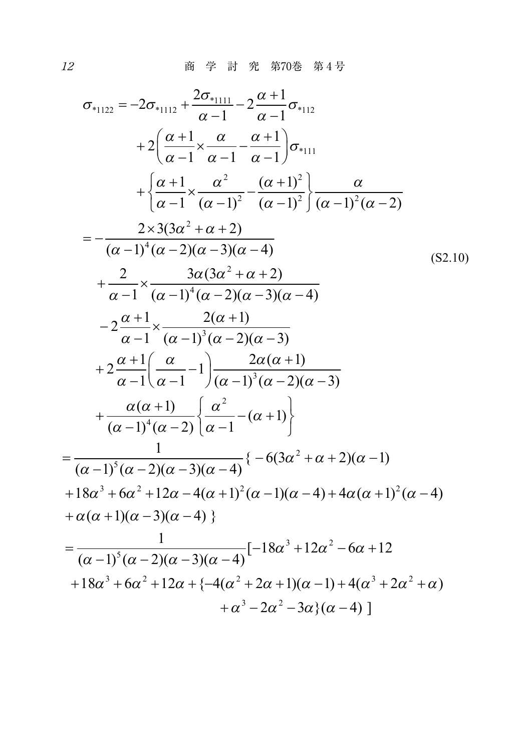$$
\begin{aligned}
\sigma_{*1122} &= -2\sigma_{*1112} + \frac{2\sigma_{*1111}}{\alpha-1} - 2\frac{\alpha+1}{\alpha-1}\sigma_{*112} \\
&\quad + 2\left(\frac{\alpha+1}{\alpha-1}\times\frac{\alpha}{\alpha-1} - \frac{\alpha+1}{\alpha-1}\right)\sigma_{*111} \\
&\quad + \left\{\frac{\alpha+1}{\alpha-1}\times\frac{\alpha^2}{(\alpha-1)^2} - \frac{(\alpha+1)^2}{(\alpha-1)^2}\right\}\frac{\alpha}{(\alpha-1)^2(\alpha-2)} \\
&= -\frac{2\times 3(3\alpha^2+\alpha+2)}{(\alpha-1)^4(\alpha-2)(\alpha-3)(\alpha-4)} \\
&\quad + \frac{2}{\alpha-1}\times\frac{3\alpha(3\alpha^2+\alpha+2)}{(\alpha-1)^4(\alpha-2)(\alpha-3)(\alpha-4)} \\
&\quad - 2\frac{\alpha+1}{\alpha-1}\times\frac{2(\alpha+1)}{(\alpha-1)^3(\alpha-2)(\alpha-3)} \\
&\quad + 2\frac{\alpha+1}{\alpha-1}\left(\frac{\alpha}{\alpha-1}-1\right)\frac{2\alpha(\alpha+1)}{(\alpha-1)^3(\alpha-2)(\alpha-3)} \\
&\quad + \frac{\alpha(\alpha+1)}{(\alpha-1)^4(\alpha-2)}\left\{\frac{\alpha^2}{\alpha-1} - (\alpha+1)\right\}
\end{aligned}
\tag{S2.10}
$$

$$
\begin{aligned}
&= \frac{1}{(\alpha-1)^5(\alpha-2)(\alpha-3)(\alpha-4)}\{-6(3\alpha^2+\alpha+2)(\alpha-1) \\
&\quad +18\alpha^3+6\alpha^2+12\alpha-4(\alpha+1)^2(\alpha-1)(\alpha-4)+4\alpha(\alpha+1)^2(\alpha-4) \\
&\quad +\alpha(\alpha+1)(\alpha-3)(\alpha-4)\} \\
&= \frac{1}{(\alpha-1)^5(\alpha-2)(\alpha-3)(\alpha-4)}[-18\alpha^3+12\alpha^2-6\alpha+12 \\
&\quad +18\alpha^3+6\alpha^2+12\alpha+\{-4(\alpha^2+2\alpha+1)(\alpha-1)+4(\alpha^3+2\alpha^2+\alpha) \\
&\qquad +\alpha^3-2\alpha^2-3\alpha\}(\alpha-4)\ ]
\end{aligned}
$$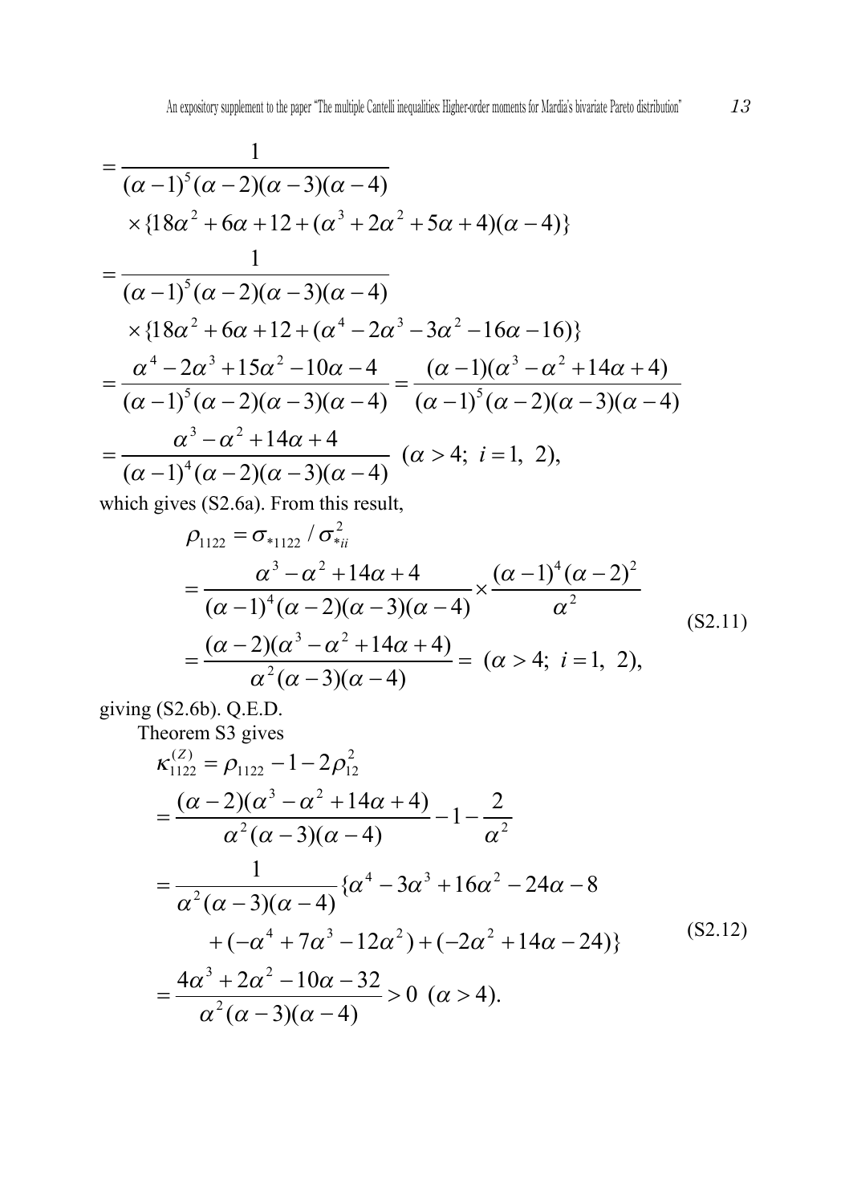$$
\begin{aligned}
&= \frac{1}{(\alpha-1)^5(\alpha-2)(\alpha-3)(\alpha-4)} \\
&\quad \times \{18\alpha^2 + 6\alpha + 12 + (\alpha^3 + 2\alpha^2 + 5\alpha + 4)(\alpha - 4)\} \\
&= \frac{1}{(\alpha-1)^5(\alpha-2)(\alpha-3)(\alpha-4)} \\
&\quad \times \{18\alpha^2 + 6\alpha + 12 + (\alpha^4 - 2\alpha^3 - 3\alpha^2 - 16\alpha - 16)\} \\
&= \frac{\alpha^4 - 2\alpha^3 + 15\alpha^2 - 10\alpha - 4}{(\alpha-1)^5(\alpha-2)(\alpha-3)(\alpha-4)} = \frac{(\alpha-1)(\alpha^3 - \alpha^2 + 14\alpha + 4)}{(\alpha-1)^5(\alpha-2)(\alpha-3)(\alpha-4)} \\
&= \frac{\alpha^3 - \alpha^2 + 14\alpha + 4}{(\alpha-1)^4(\alpha-2)(\alpha-3)(\alpha-4)} \ \ (\alpha > 4;\ i = 1,\ 2),
\end{aligned}
$$

which gives (S2.6a). From this result,

$$
\begin{aligned}
\rho_{1122} &= \sigma_{*1122} / \sigma_{*ii}^2 \\
&= \frac{\alpha^3 - \alpha^2 + 14\alpha + 4}{(\alpha-1)^4(\alpha-2)(\alpha-3)(\alpha-4)} \times \frac{(\alpha-1)^4(\alpha-2)^2}{\alpha^2} \\
&= \frac{(\alpha-2)(\alpha^3 - \alpha^2 + 14\alpha + 4)}{\alpha^2(\alpha-3)(\alpha-4)} = \ (\alpha > 4;\ i = 1,\ 2),
\end{aligned}
\tag{S2.11}
$$

giving (S2.6b). Q.E.D.

Theorem S3 gives

$$
\begin{aligned}
\kappa_{1122}^{(Z)} &= \rho_{1122} - 1 - 2\rho_{12}^2 \\
&= \frac{(\alpha-2)(\alpha^3 - \alpha^2 + 14\alpha + 4)}{\alpha^2(\alpha-3)(\alpha-4)} - 1 - \frac{2}{\alpha^2} \\
&= \frac{1}{\alpha^2(\alpha-3)(\alpha-4)}\{\alpha^4 - 3\alpha^3 + 16\alpha^2 - 24\alpha - 8 \\
&\quad + (-\alpha^4 + 7\alpha^3 - 12\alpha^2) + (-2\alpha^2 + 14\alpha - 24)\} \\
&= \frac{4\alpha^3 + 2\alpha^2 - 10\alpha - 32}{\alpha^2(\alpha-3)(\alpha-4)} > 0 \ \ (\alpha > 4).
\end{aligned}
\tag{S2.12}
$$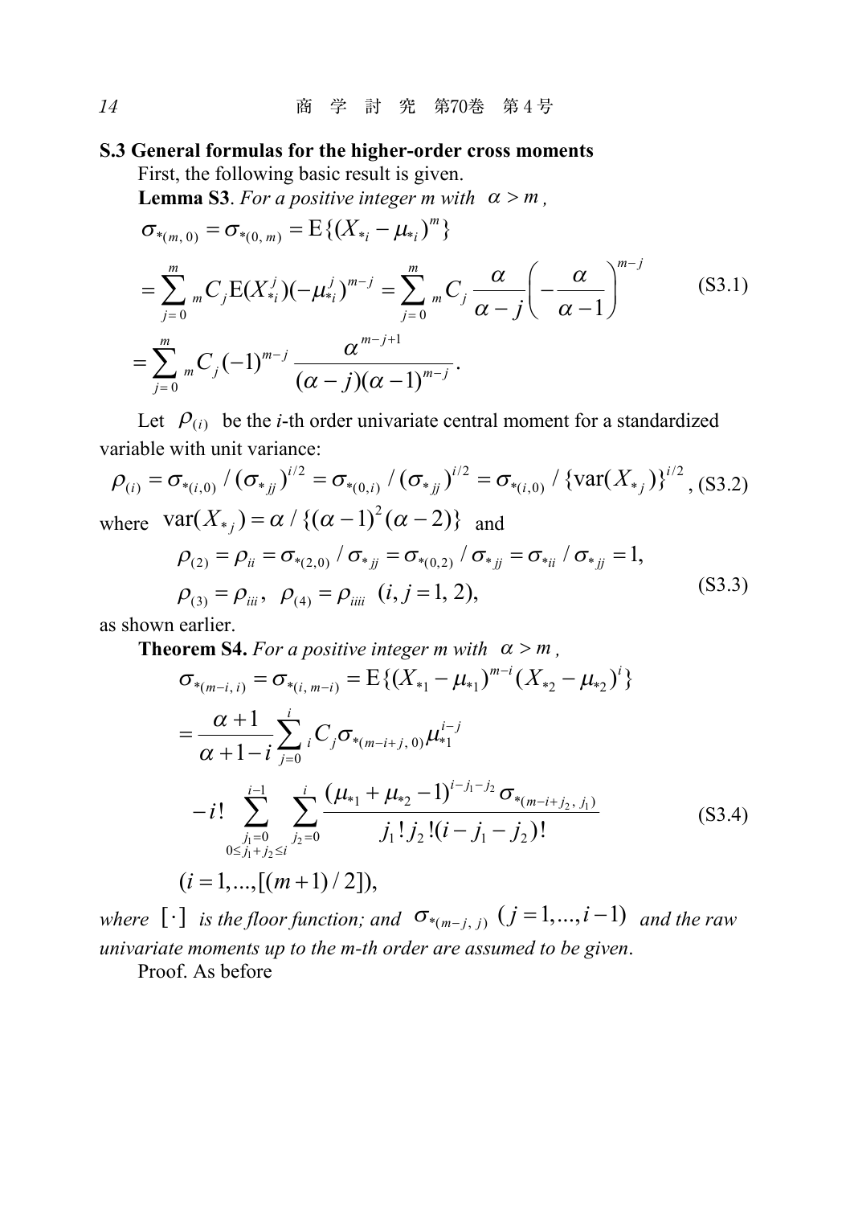### S.3 General formulas for the higher-order cross moments

First, the following basic result is given.

**Lemma S3**. *For a positive integer m with* $\alpha > m$,

$$
\begin{aligned}
\sigma_{*(m,\,0)} &= \sigma_{*(0,\,m)} = \mathrm{E}\{(X_{*i} - \mu_{*i})^m\} \\
&= \sum_{j=0}^{m} {}_m C_j \mathrm{E}(X_{*i}^j)(-\mu_{*i}^j)^{m-j} = \sum_{j=0}^{m} {}_m C_j \frac{\alpha}{\alpha - j}\left(-\frac{\alpha}{\alpha-1}\right)^{m-j} \\
&= \sum_{j=0}^{m} {}_m C_j (-1)^{m-j} \frac{\alpha^{m-j+1}}{(\alpha - j)(\alpha-1)^{m-j}}.
\end{aligned}
\tag{S3.1}
$$

Let $\rho_{(i)}$ be the *i*-th order univariate central moment for a standardized variable with unit variance:

$$
\rho_{(i)} = \sigma_{*(i,0)} / (\sigma_{*jj})^{i/2} = \sigma_{*(0,i)} / (\sigma_{*jj})^{i/2} = \sigma_{*(i,0)} / \{\mathrm{var}(X_{*j})\}^{i/2}, \tag{S3.2}
$$

where $\mathrm{var}(X_{*j}) = \alpha / \{(\alpha-1)^2(\alpha-2)\}$ and

$$
\begin{aligned}
&\rho_{(2)} = \rho_{ii} = \sigma_{*(2,0)} / \sigma_{*jj} = \sigma_{*(0,2)} / \sigma_{*jj} = \sigma_{*ii} / \sigma_{*jj} = 1, \\
&\rho_{(3)} = \rho_{iii}, \;\; \rho_{(4)} = \rho_{iiii} \;\; (i, j = 1, 2),
\end{aligned}
\tag{S3.3}
$$

as shown earlier.

**Theorem S4.** *For a positive integer m with* $\alpha > m$,

$$
\begin{aligned}
\sigma_{*(m-i,\,i)} &= \sigma_{*(i,\,m-i)} = \mathrm{E}\{(X_{*1} - \mu_{*1})^{m-i}(X_{*2} - \mu_{*2})^i\} \\
&= \frac{\alpha+1}{\alpha+1-i} \sum_{j=0}^{i} {}_i C_j \sigma_{*(m-i+j,\,0)} \mu_{*1}^{i-j} \\
&\quad - i! \sum_{\substack{j_1=0 \\ 0 \le j_1 + j_2 \le i}}^{i-1} \sum_{j_2=0}^{i} \frac{(\mu_{*1} + \mu_{*2} - 1)^{i-j_1-j_2} \sigma_{*(m-i+j_2,\,j_1)}}{j_1!\, j_2!\, (i - j_1 - j_2)!} \\
&\quad (i = 1, ..., [(m+1)/2]),
\end{aligned}
\tag{S3.4}
$$

*where* $[\cdot]$ *is the floor function; and* $\sigma_{*(m-j,\,j)}$ $(j = 1, ..., i-1)$ *and the raw univariate moments up to the m-th order are assumed to be given*.

Proof. As before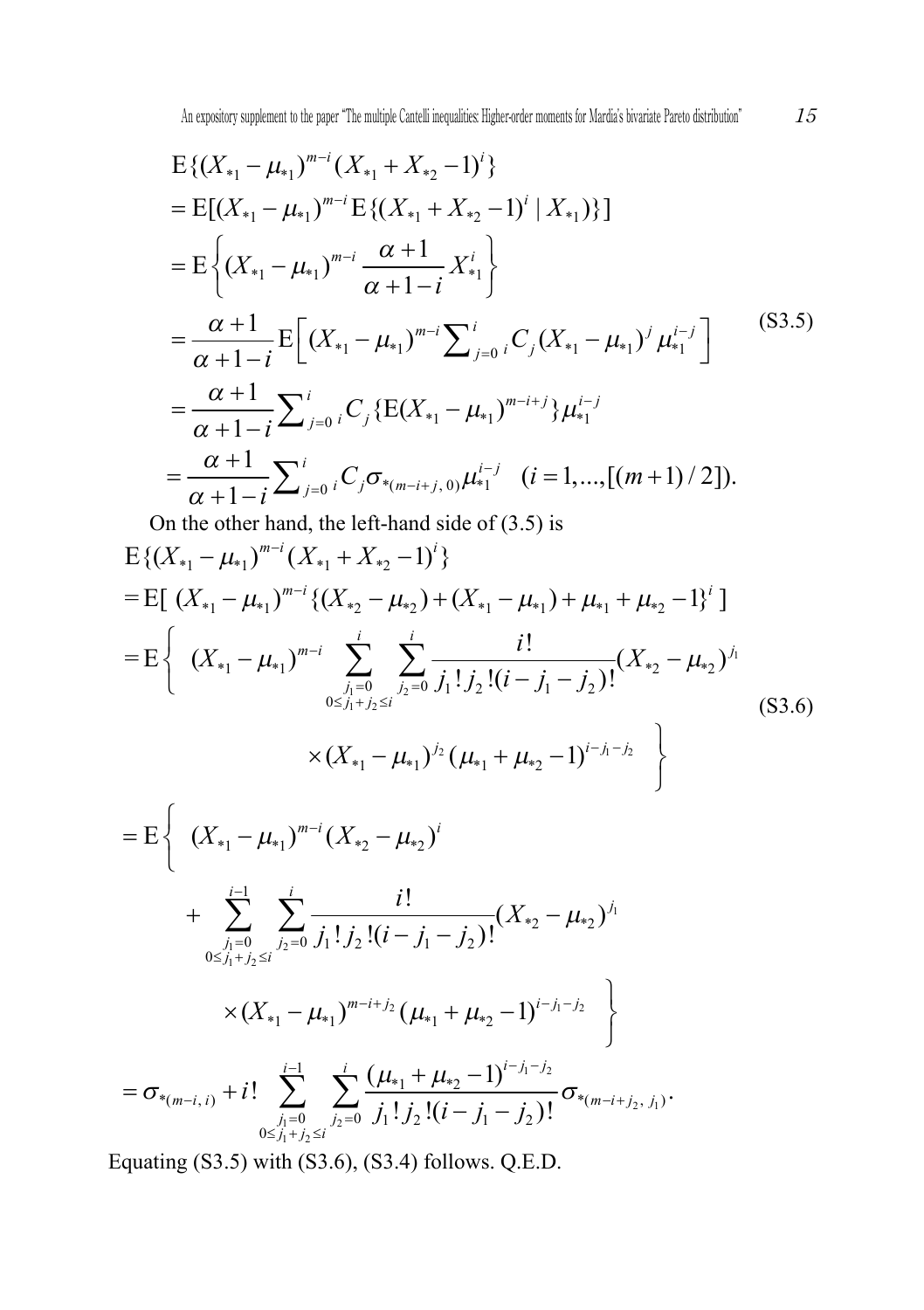$$
\begin{aligned}
&\mathrm{E}\{(X_{*1}-\mu_{*1})^{m-i}(X_{*1}+X_{*2}-1)^{i}\}\\
&=\mathrm{E}[(X_{*1}-\mu_{*1})^{m-i}\mathrm{E}\{(X_{*1}+X_{*2}-1)^{i}\mid X_{*1})\}]\\
&=\mathrm{E}\left\{(X_{*1}-\mu_{*1})^{m-i}\frac{\alpha+1}{\alpha+1-i}X_{*1}^{i}\right\}\\
&=\frac{\alpha+1}{\alpha+1-i}\mathrm{E}\left[(X_{*1}-\mu_{*1})^{m-i}\sum\nolimits_{j=0}^{i}{}_{i}C_{j}(X_{*1}-\mu_{*1})^{j}\mu_{*1}^{i-j}\right]\\
&=\frac{\alpha+1}{\alpha+1-i}\sum\nolimits_{j=0}^{i}{}_{i}C_{j}\{\mathrm{E}(X_{*1}-\mu_{*1})^{m-i+j}\}\mu_{*1}^{i-j}\\
&=\frac{\alpha+1}{\alpha+1-i}\sum\nolimits_{j=0}^{i}{}_{i}C_{j}\sigma_{*(m-i+j,\,0)}\mu_{*1}^{i-j}\quad (i=1,...,[(m+1)/2]).
\end{aligned}
\tag{S3.5}
$$

On the other hand, the left-hand side of (3.5) is

$$
\begin{aligned}
&\mathrm{E}\{(X_{*1}-\mu_{*1})^{m-i}(X_{*1}+X_{*2}-1)^{i}\}\\
&=\mathrm{E}[\ (X_{*1}-\mu_{*1})^{m-i}\{(X_{*2}-\mu_{*2})+(X_{*1}-\mu_{*1})+\mu_{*1}+\mu_{*2}-1\}^{i}\ ]\\
&=\mathrm{E}\left\{\ (X_{*1}-\mu_{*1})^{m-i}\sum_{\substack{j_1=0\\0\le j_1+j_2\le i}}^{i}\ \sum_{j_2=0}^{i}\frac{i!}{j_1!\,j_2!(i-j_1-j_2)!}(X_{*2}-\mu_{*2})^{j_1}\right.\\
&\qquad\qquad\left.\times(X_{*1}-\mu_{*1})^{j_2}(\mu_{*1}+\mu_{*2}-1)^{i-j_1-j_2}\ \right\}
\end{aligned}
\tag{S3.6}
$$

$$
\begin{aligned}
&=\mathrm{E}\left\{\ (X_{*1}-\mu_{*1})^{m-i}(X_{*2}-\mu_{*2})^{i}\right.\\
&\qquad+\sum_{\substack{j_1=0\\0\le j_1+j_2\le i}}^{i-1}\ \sum_{j_2=0}^{i}\frac{i!}{j_1!\,j_2!(i-j_1-j_2)!}(X_{*2}-\mu_{*2})^{j_1}\\
&\qquad\qquad\left.\times(X_{*1}-\mu_{*1})^{m-i+j_2}(\mu_{*1}+\mu_{*2}-1)^{i-j_1-j_2}\ \right\}\\
&=\sigma_{*(m-i,\,i)}+i!\sum_{\substack{j_1=0\\0\le j_1+j_2\le i}}^{i-1}\ \sum_{j_2=0}^{i}\frac{(\mu_{*1}+\mu_{*2}-1)^{i-j_1-j_2}}{j_1!\,j_2!(i-j_1-j_2)!}\sigma_{*(m-i+j_2,\,j_1)}.
\end{aligned}
$$

Equating (S3.5) with (S3.6), (S3.4) follows. Q.E.D.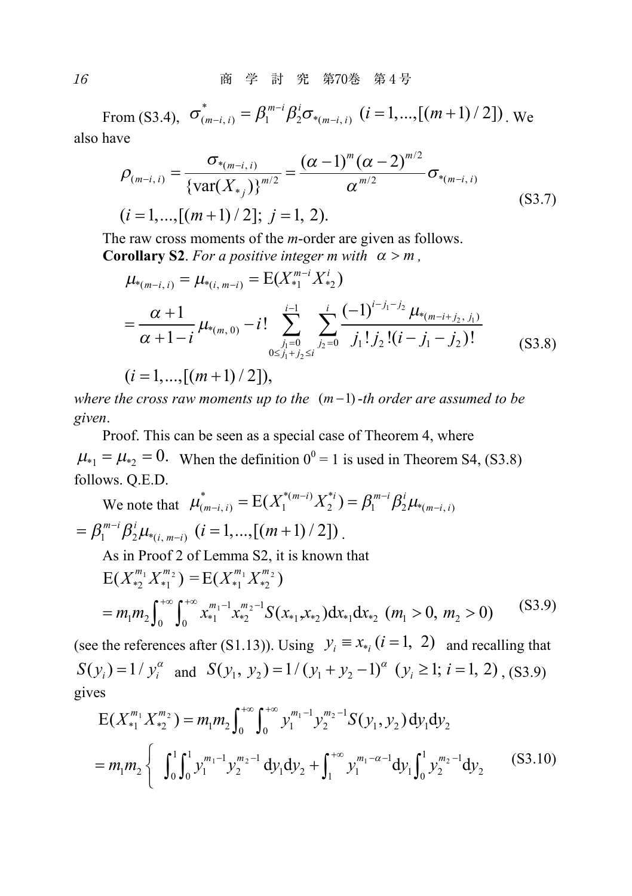From (S3.4), $\sigma^{*}_{(m-i,\,i)} = \beta_1^{m-i}\beta_2^{i}\sigma_{*(m-i,\,i)}$ $(i=1,...,[(m+1)/2])$. We also have

$$\rho_{(m-i,\,i)} = \frac{\sigma_{*(m-i,\,i)}}{\{\mathrm{var}(X_{*j})\}^{m/2}} = \frac{(\alpha-1)^m(\alpha-2)^{m/2}}{\alpha^{m/2}}\sigma_{*(m-i,\,i)}$$
$$(i=1,...,[(m+1)/2];\ j=1,\,2). \tag{S3.7}$$

The raw cross moments of the *m*-order are given as follows.

**Corollary S2**. *For a positive integer m with* $\alpha > m$,

$$\mu_{*(m-i,\,i)} = \mu_{*(i,\,m-i)} = \mathrm{E}(X_{*1}^{m-i}X_{*2}^{i})$$
$$= \frac{\alpha+1}{\alpha+1-i}\mu_{*(m,\,0)} - i!\sum_{\substack{j_1=0\\ 0\le j_1+j_2\le i}}^{i-1}\ \sum_{j_2=0}^{i}\frac{(-1)^{i-j_1-j_2}\mu_{*(m-i+j_2,\,j_1)}}{j_1!\,j_2!(i-j_1-j_2)!} \tag{S3.8}$$
$$(i=1,...,[(m+1)/2]),$$

*where the cross raw moments up to the* $(m-1)$*-th order are assumed to be given*.

Proof. This can be seen as a special case of Theorem 4, where $\mu_{*1} = \mu_{*2} = 0.$ When the definition $0^0 = 1$ is used in Theorem S4, (S3.8) follows. Q.E.D.

We note that $\mu^{*}_{(m-i,\,i)} = \mathrm{E}(X_1^{*(m-i)}X_2^{*i}) = \beta_1^{m-i}\beta_2^{i}\mu_{*(m-i,\,i)}$ $= \beta_1^{m-i}\beta_2^{i}\mu_{*(i,\,m-i)}$ $(i=1,...,[(m+1)/2])$.

As in Proof 2 of Lemma S2, it is known that

$$\mathrm{E}(X_{*2}^{m_1}X_{*1}^{m_2}) = \mathrm{E}(X_{*1}^{m_1}X_{*2}^{m_2})$$
$$= m_1 m_2\int_0^{+\infty}\int_0^{+\infty} x_{*1}^{m_1-1}x_{*2}^{m_2-1}S(x_{*1}, x_{*2})\mathrm{d}x_{*1}\mathrm{d}x_{*2}\ \ (m_1>0,\ m_2>0) \tag{S3.9}$$

(see the references after (S1.13)). Using $y_i \equiv x_{*i}\ (i=1,\ 2)$ and recalling that $S(y_i) = 1/y_i^{\alpha}$ and $S(y_1,\,y_2) = 1/(y_1+y_2-1)^{\alpha}$ $(y_i \ge 1;\ i=1,\,2)$, (S3.9) gives

$$\mathrm{E}(X_{*1}^{m_1}X_{*2}^{m_2}) = m_1 m_2\int_0^{+\infty}\int_0^{+\infty} y_1^{m_1-1}y_2^{m_2-1}S(y_1,y_2)\,\mathrm{d}y_1\mathrm{d}y_2$$
$$= m_1 m_2\Bigg\{\int_0^1\int_0^1 y_1^{m_1-1}y_2^{m_2-1}\,\mathrm{d}y_1\mathrm{d}y_2 + \int_1^{+\infty} y_1^{m_1-\alpha-1}\mathrm{d}y_1\int_0^1 y_2^{m_2-1}\mathrm{d}y_2 \tag{S3.10}$$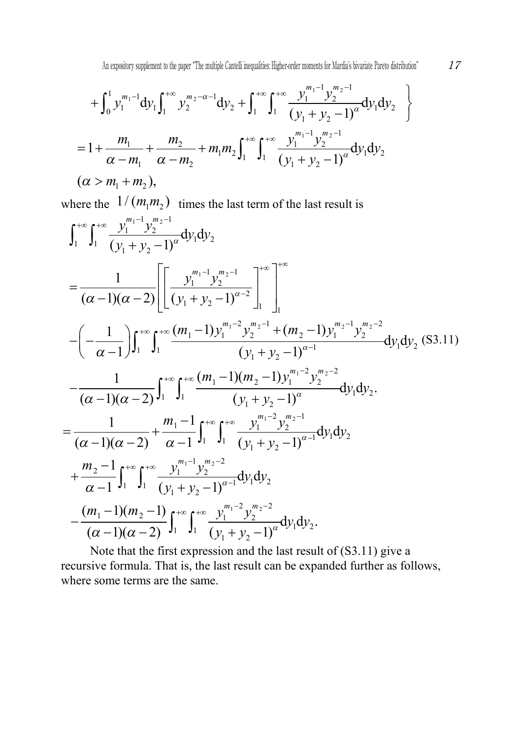$$
+\int_0^1 y_1^{m_1-1}\mathrm{d}y_1\int_1^{+\infty} y_2^{m_2-\alpha-1}\mathrm{d}y_2+\int_1^{+\infty}\int_1^{+\infty}\frac{y_1^{m_1-1}y_2^{m_2-1}}{(y_1+y_2-1)^{\alpha}}\mathrm{d}y_1\mathrm{d}y_2 \quad \Bigg\}
$$

$$
=1+\frac{m_1}{\alpha-m_1}+\frac{m_2}{\alpha-m_2}+m_1m_2\int_1^{+\infty}\int_1^{+\infty}\frac{y_1^{m_1-1}y_2^{m_2-1}}{(y_1+y_2-1)^{\alpha}}\mathrm{d}y_1\mathrm{d}y_2
$$

$$
(\alpha>m_1+m_2),
$$

where the $1/(m_1m_2)$ times the last term of the last result is

$$
\begin{aligned}
&\int_1^{+\infty}\int_1^{+\infty}\frac{y_1^{m_1-1}y_2^{m_2-1}}{(y_1+y_2-1)^{\alpha}}\mathrm{d}y_1\mathrm{d}y_2\\
&=\frac{1}{(\alpha-1)(\alpha-2)}\left[\left[\frac{y_1^{m_1-1}y_2^{m_2-1}}{(y_1+y_2-1)^{\alpha-2}}\right]_1^{+\infty}\right]_1^{+\infty}\\
&-\left(-\frac{1}{\alpha-1}\right)\int_1^{+\infty}\int_1^{+\infty}\frac{(m_1-1)y_1^{m_1-2}y_2^{m_2-1}+(m_2-1)y_1^{m_2-1}y_2^{m_2-2}}{(y_1+y_2-1)^{\alpha-1}}\mathrm{d}y_1\mathrm{d}y_2 \quad \text{(S3.11)}\\
&-\frac{1}{(\alpha-1)(\alpha-2)}\int_1^{+\infty}\int_1^{+\infty}\frac{(m_1-1)(m_2-1)y_1^{m_1-2}y_2^{m_2-2}}{(y_1+y_2-1)^{\alpha}}\mathrm{d}y_1\mathrm{d}y_2.\\
&=\frac{1}{(\alpha-1)(\alpha-2)}+\frac{m_1-1}{\alpha-1}\int_1^{+\infty}\int_1^{+\infty}\frac{y_1^{m_1-2}y_2^{m_2-1}}{(y_1+y_2-1)^{\alpha-1}}\mathrm{d}y_1\mathrm{d}y_2\\
&+\frac{m_2-1}{\alpha-1}\int_1^{+\infty}\int_1^{+\infty}\frac{y_1^{m_1-1}y_2^{m_2-2}}{(y_1+y_2-1)^{\alpha-1}}\mathrm{d}y_1\mathrm{d}y_2\\
&-\frac{(m_1-1)(m_2-1)}{(\alpha-1)(\alpha-2)}\int_1^{+\infty}\int_1^{+\infty}\frac{y_1^{m_1-2}y_2^{m_2-2}}{(y_1+y_2-1)^{\alpha}}\mathrm{d}y_1\mathrm{d}y_2.
\end{aligned}
$$

Note that the first expression and the last result of (S3.11) give a recursive formula. That is, the last result can be expanded further as follows, where some terms are the same.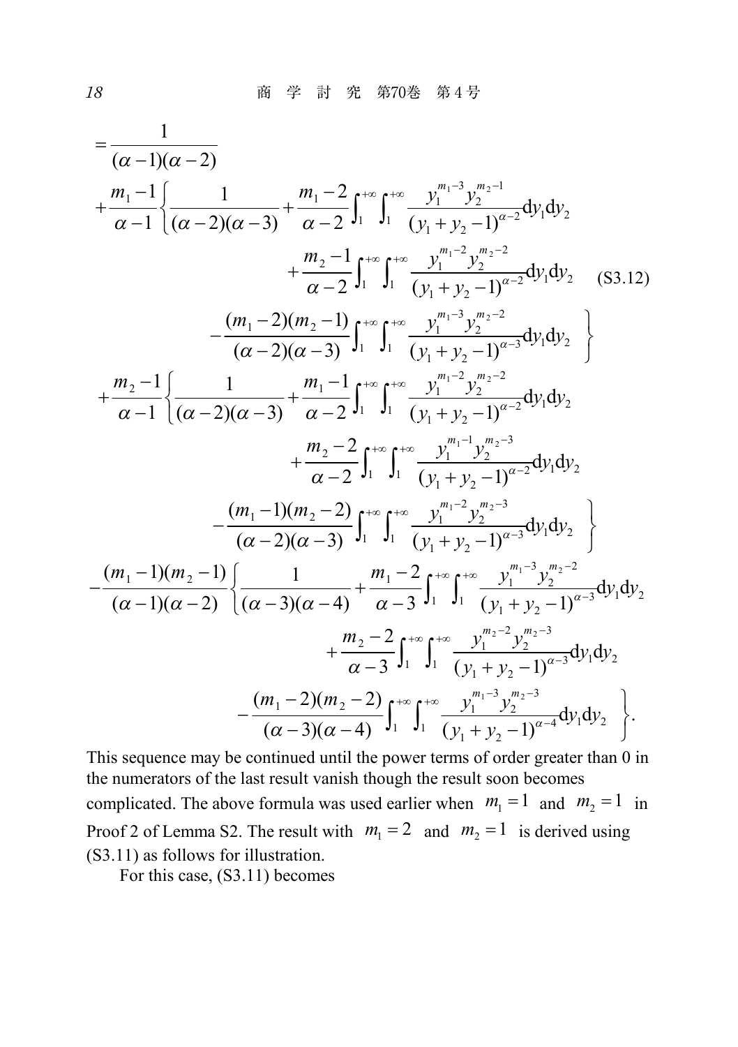$$
\begin{aligned}
&= \frac{1}{(\alpha-1)(\alpha-2)} \\
&+ \frac{m_1-1}{\alpha-1}\left\{ \frac{1}{(\alpha-2)(\alpha-3)} + \frac{m_1-2}{\alpha-2}\int_1^{+\infty}\int_1^{+\infty} \frac{y_1^{m_1-3}y_2^{m_2-1}}{(y_1+y_2-1)^{\alpha-2}}\mathrm{d}y_1\mathrm{d}y_2 \right. \\
&\qquad + \frac{m_2-1}{\alpha-2}\int_1^{+\infty}\int_1^{+\infty} \frac{y_1^{m_1-2}y_2^{m_2-2}}{(y_1+y_2-1)^{\alpha-2}}\mathrm{d}y_1\mathrm{d}y_2 \qquad \text{(S3.12)} \\
&\qquad \left. - \frac{(m_1-2)(m_2-1)}{(\alpha-2)(\alpha-3)}\int_1^{+\infty}\int_1^{+\infty} \frac{y_1^{m_1-3}y_2^{m_2-2}}{(y_1+y_2-1)^{\alpha-3}}\mathrm{d}y_1\mathrm{d}y_2 \right\} \\
&+ \frac{m_2-1}{\alpha-1}\left\{ \frac{1}{(\alpha-2)(\alpha-3)} + \frac{m_1-1}{\alpha-2}\int_1^{+\infty}\int_1^{+\infty} \frac{y_1^{m_1-2}y_2^{m_2-2}}{(y_1+y_2-1)^{\alpha-2}}\mathrm{d}y_1\mathrm{d}y_2 \right. \\
&\qquad + \frac{m_2-2}{\alpha-2}\int_1^{+\infty}\int_1^{+\infty} \frac{y_1^{m_1-1}y_2^{m_2-3}}{(y_1+y_2-1)^{\alpha-2}}\mathrm{d}y_1\mathrm{d}y_2 \\
&\qquad \left. - \frac{(m_1-1)(m_2-2)}{(\alpha-2)(\alpha-3)}\int_1^{+\infty}\int_1^{+\infty} \frac{y_1^{m_1-2}y_2^{m_2-3}}{(y_1+y_2-1)^{\alpha-3}}\mathrm{d}y_1\mathrm{d}y_2 \right\} \\
&- \frac{(m_1-1)(m_2-1)}{(\alpha-1)(\alpha-2)}\left\{ \frac{1}{(\alpha-3)(\alpha-4)} + \frac{m_1-2}{\alpha-3}\int_1^{+\infty}\int_1^{+\infty} \frac{y_1^{m_1-3}y_2^{m_2-2}}{(y_1+y_2-1)^{\alpha-3}}\mathrm{d}y_1\mathrm{d}y_2 \right. \\
&\qquad + \frac{m_2-2}{\alpha-3}\int_1^{+\infty}\int_1^{+\infty} \frac{y_1^{m_2-2}y_2^{m_2-3}}{(y_1+y_2-1)^{\alpha-3}}\mathrm{d}y_1\mathrm{d}y_2 \\
&\qquad \left. - \frac{(m_1-2)(m_2-2)}{(\alpha-3)(\alpha-4)}\int_1^{+\infty}\int_1^{+\infty} \frac{y_1^{m_1-3}y_2^{m_2-3}}{(y_1+y_2-1)^{\alpha-4}}\mathrm{d}y_1\mathrm{d}y_2 \right\}.
\end{aligned}
$$

This sequence may be continued until the power terms of order greater than 0 in the numerators of the last result vanish though the result soon becomes complicated. The above formula was used earlier when $m_1 = 1$ and $m_2 = 1$ in Proof 2 of Lemma S2. The result with $m_1 = 2$ and $m_2 = 1$ is derived using (S3.11) as follows for illustration.

For this case, (S3.11) becomes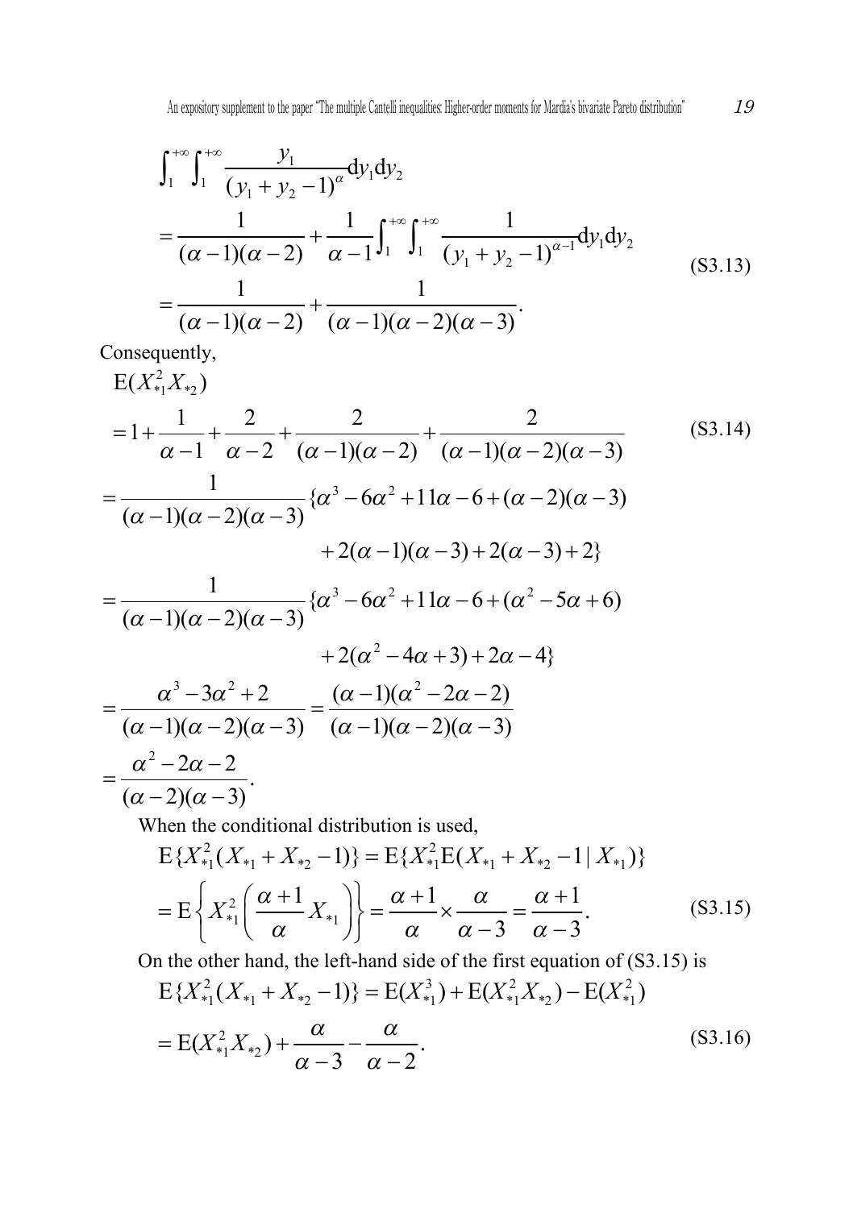$$
\begin{aligned}
&\int_1^{+\infty}\int_1^{+\infty}\frac{y_1}{(y_1+y_2-1)^{\alpha}}\mathrm{d}y_1\mathrm{d}y_2 \\
&=\frac{1}{(\alpha-1)(\alpha-2)}+\frac{1}{\alpha-1}\int_1^{+\infty}\int_1^{+\infty}\frac{1}{(y_1+y_2-1)^{\alpha-1}}\mathrm{d}y_1\mathrm{d}y_2 \\
&=\frac{1}{(\alpha-1)(\alpha-2)}+\frac{1}{(\alpha-1)(\alpha-2)(\alpha-3)}.
\end{aligned}
\tag{S3.13}
$$

Consequently,

$$
\begin{aligned}
&\mathrm{E}(X_{*1}^2X_{*2}) \\
&=1+\frac{1}{\alpha-1}+\frac{2}{\alpha-2}+\frac{2}{(\alpha-1)(\alpha-2)}+\frac{2}{(\alpha-1)(\alpha-2)(\alpha-3)} \qquad \text{(S3.14)} \\
&=\frac{1}{(\alpha-1)(\alpha-2)(\alpha-3)}\{\alpha^3-6\alpha^2+11\alpha-6+(\alpha-2)(\alpha-3) \\
&\qquad +2(\alpha-1)(\alpha-3)+2(\alpha-3)+2\} \\
&=\frac{1}{(\alpha-1)(\alpha-2)(\alpha-3)}\{\alpha^3-6\alpha^2+11\alpha-6+(\alpha^2-5\alpha+6) \\
&\qquad +2(\alpha^2-4\alpha+3)+2\alpha-4\} \\
&=\frac{\alpha^3-3\alpha^2+2}{(\alpha-1)(\alpha-2)(\alpha-3)}=\frac{(\alpha-1)(\alpha^2-2\alpha-2)}{(\alpha-1)(\alpha-2)(\alpha-3)} \\
&=\frac{\alpha^2-2\alpha-2}{(\alpha-2)(\alpha-3)}.
\end{aligned}
$$

When the conditional distribution is used,

$$
\begin{aligned}
&\mathrm{E}\{X_{*1}^2(X_{*1}+X_{*2}-1)\}=\mathrm{E}\{X_{*1}^2\mathrm{E}(X_{*1}+X_{*2}-1\,|\,X_{*1})\} \\
&=\mathrm{E}\left\{X_{*1}^2\left(\frac{\alpha+1}{\alpha}X_{*1}\right)\right\}=\frac{\alpha+1}{\alpha}\times\frac{\alpha}{\alpha-3}=\frac{\alpha+1}{\alpha-3}.
\end{aligned}
\tag{S3.15}
$$

On the other hand, the left-hand side of the first equation of (S3.15) is

$$
\begin{aligned}
&\mathrm{E}\{X_{*1}^2(X_{*1}+X_{*2}-1)\}=\mathrm{E}(X_{*1}^3)+\mathrm{E}(X_{*1}^2X_{*2})-\mathrm{E}(X_{*1}^2) \\
&=\mathrm{E}(X_{*1}^2X_{*2})+\frac{\alpha}{\alpha-3}-\frac{\alpha}{\alpha-2}.
\end{aligned}
\tag{S3.16}
$$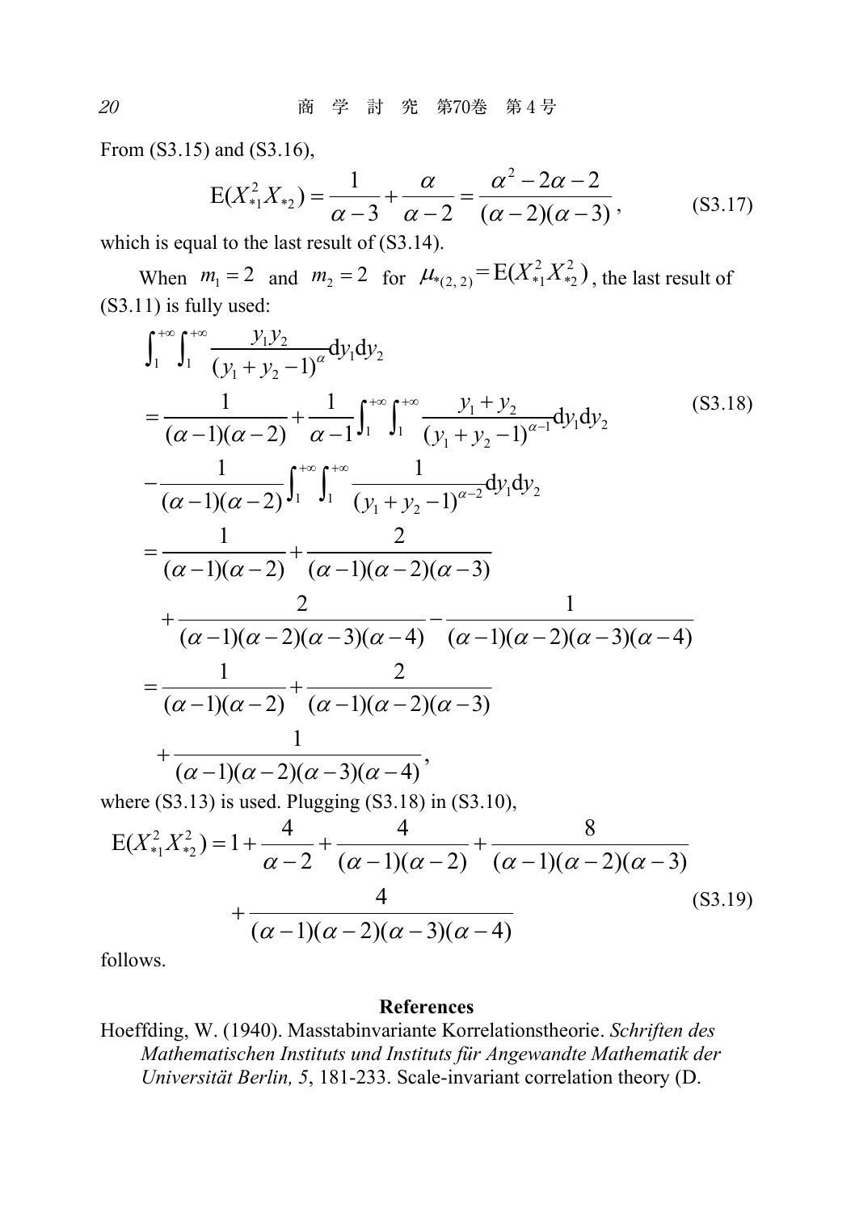From (S3.15) and (S3.16),

$$\mathrm{E}(X_{*1}^2 X_{*2}) = \frac{1}{\alpha-3} + \frac{\alpha}{\alpha-2} = \frac{\alpha^2 - 2\alpha - 2}{(\alpha-2)(\alpha-3)}, \tag{S3.17}$$

which is equal to the last result of (S3.14).

When $m_1 = 2$ and $m_2 = 2$ for $\mu_{*(2,\,2)} = \mathrm{E}(X_{*1}^2 X_{*2}^2)$, the last result of (S3.11) is fully used:

$$\begin{aligned}
&\int_1^{+\infty}\int_1^{+\infty} \frac{y_1 y_2}{(y_1+y_2-1)^{\alpha}} \mathrm{d}y_1 \mathrm{d}y_2 \\
&= \frac{1}{(\alpha-1)(\alpha-2)} + \frac{1}{\alpha-1}\int_1^{+\infty}\int_1^{+\infty} \frac{y_1+y_2}{(y_1+y_2-1)^{\alpha-1}} \mathrm{d}y_1 \mathrm{d}y_2 \\
&\quad - \frac{1}{(\alpha-1)(\alpha-2)}\int_1^{+\infty}\int_1^{+\infty} \frac{1}{(y_1+y_2-1)^{\alpha-2}} \mathrm{d}y_1 \mathrm{d}y_2 \\
&= \frac{1}{(\alpha-1)(\alpha-2)} + \frac{2}{(\alpha-1)(\alpha-2)(\alpha-3)} \\
&\quad + \frac{2}{(\alpha-1)(\alpha-2)(\alpha-3)(\alpha-4)} - \frac{1}{(\alpha-1)(\alpha-2)(\alpha-3)(\alpha-4)} \\
&= \frac{1}{(\alpha-1)(\alpha-2)} + \frac{2}{(\alpha-1)(\alpha-2)(\alpha-3)} \\
&\quad + \frac{1}{(\alpha-1)(\alpha-2)(\alpha-3)(\alpha-4)},
\end{aligned} \tag{S3.18}$$

where (S3.13) is used. Plugging (S3.18) in (S3.10),

$$\begin{aligned}
\mathrm{E}(X_{*1}^2 X_{*2}^2) &= 1 + \frac{4}{\alpha-2} + \frac{4}{(\alpha-1)(\alpha-2)} + \frac{8}{(\alpha-1)(\alpha-2)(\alpha-3)} \\
&\quad + \frac{4}{(\alpha-1)(\alpha-2)(\alpha-3)(\alpha-4)}
\end{aligned} \tag{S3.19}$$

follows.

## References

Hoeffding, W. (1940). Masstabinvariante Korrelationstheorie. *Schriften des Mathematischen Instituts und Instituts für Angewandte Mathematik der Universität Berlin, 5*, 181-233. Scale-invariant correlation theory (D.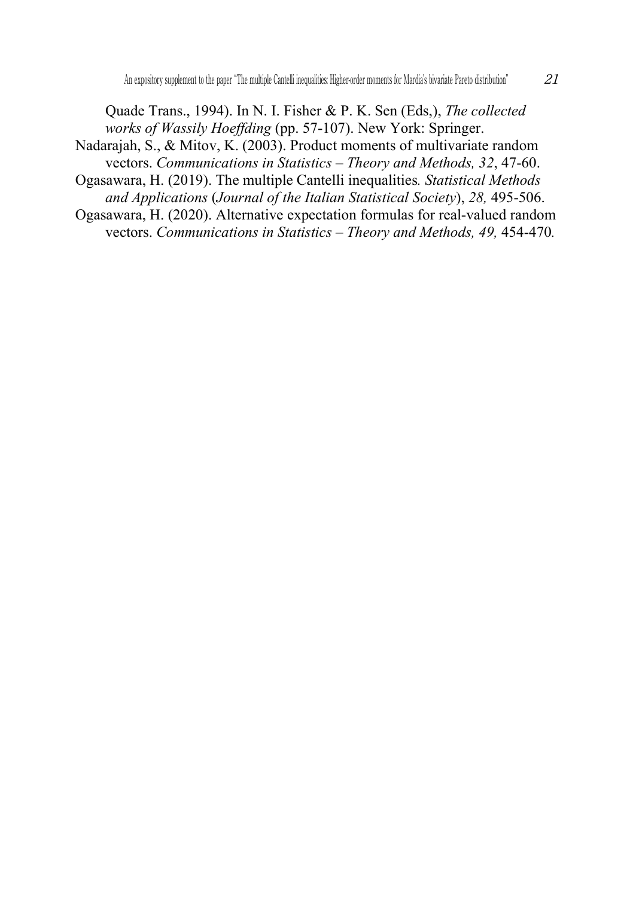Quade Trans., 1994). In N. I. Fisher & P. K. Sen (Eds,), *The collected works of Wassily Hoeffding* (pp. 57-107). New York: Springer.

Nadarajah, S., & Mitov, K. (2003). Product moments of multivariate random vectors. *Communications in Statistics – Theory and Methods, 32*, 47-60.

Ogasawara, H. (2019). The multiple Cantelli inequalities*. Statistical Methods and Applications* (*Journal of the Italian Statistical Society*), *28,* 495-506.

Ogasawara, H. (2020). Alternative expectation formulas for real-valued random vectors. *Communications in Statistics – Theory and Methods, 49,* 454-470*.*